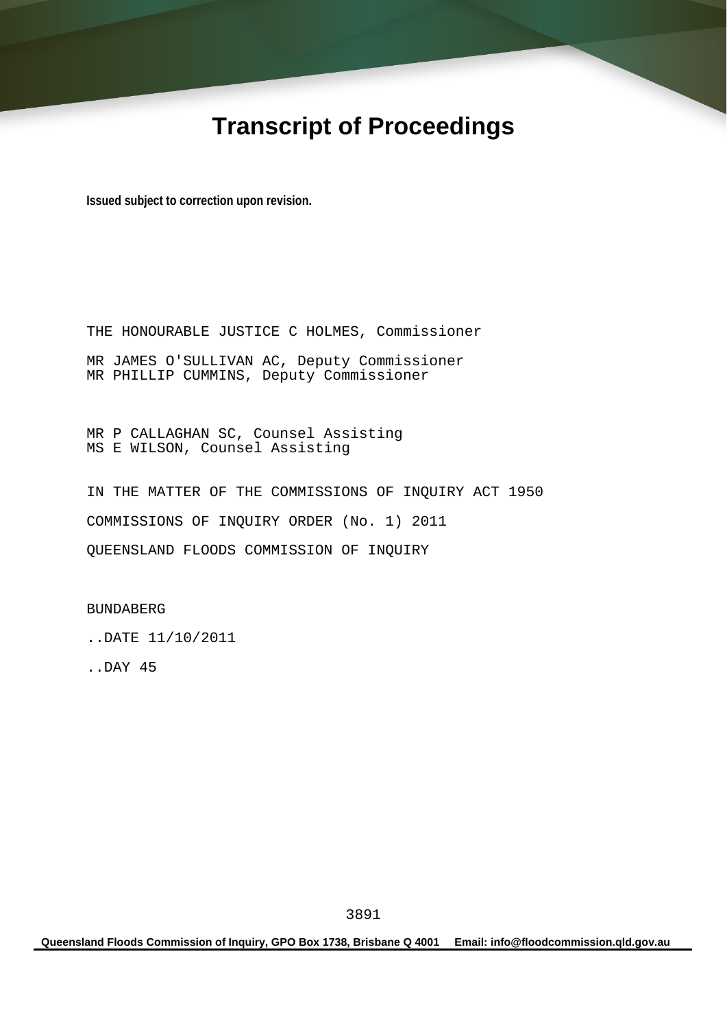# Transcript of Proceedings

**Issued subject to correction upon revision.**

THE HONOURABLE JUSTICE C HOLMES, Commissioner

MR JAMES O'SULLIVAN AC, Deputy Commissioner
MR PHILLIP CUMMINS, Deputy Commissioner

MR P CALLAGHAN SC, Counsel Assisting
MS E WILSON, Counsel Assisting

IN THE MATTER OF THE COMMISSIONS OF INQUIRY ACT 1950

COMMISSIONS OF INQUIRY ORDER (No. 1) 2011

QUEENSLAND FLOODS COMMISSION OF INQUIRY

BUNDABERG

..DATE 11/10/2011

..DAY 45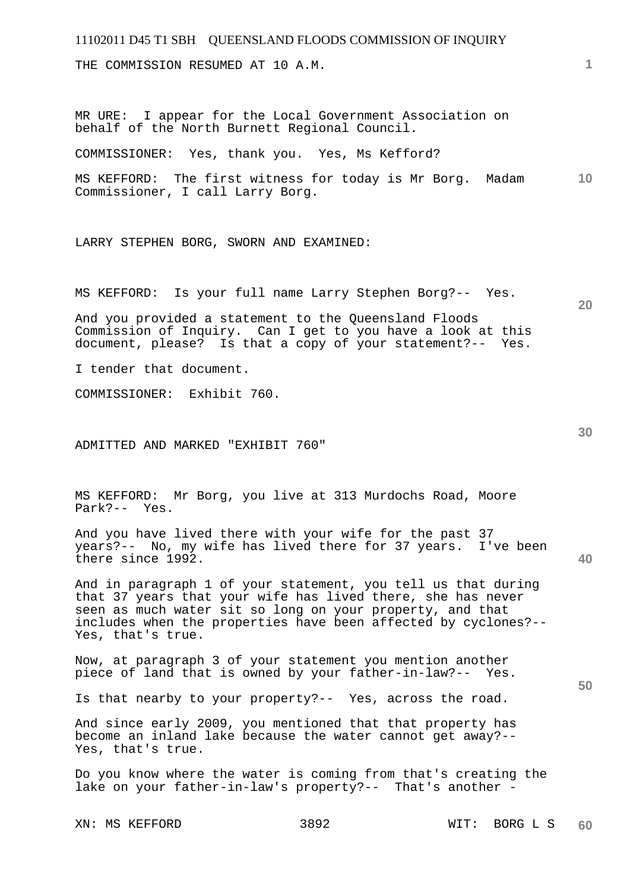THE COMMISSION RESUMED AT 10 A.M.

MR URE: I appear for the Local Government Association on behalf of the North Burnett Regional Council.

COMMISSIONER: Yes, thank you. Yes, Ms Kefford?

MS KEFFORD: The first witness for today is Mr Borg. Madam Commissioner, I call Larry Borg.

LARRY STEPHEN BORG, SWORN AND EXAMINED:

MS KEFFORD: Is your full name Larry Stephen Borg?-- Yes.

And you provided a statement to the Queensland Floods Commission of Inquiry. Can I get to you have a look at this document, please? Is that a copy of your statement?-- Yes.

I tender that document.

COMMISSIONER: Exhibit 760.

ADMITTED AND MARKED "EXHIBIT 760"

MS KEFFORD: Mr Borg, you live at 313 Murdochs Road, Moore Park?-- Yes.

And you have lived there with your wife for the past 37 years?-- No, my wife has lived there for 37 years. I've been there since 1992.

And in paragraph 1 of your statement, you tell us that during that 37 years that your wife has lived there, she has never seen as much water sit so long on your property, and that includes when the properties have been affected by cyclones?-- Yes, that's true.

Now, at paragraph 3 of your statement you mention another piece of land that is owned by your father-in-law?-- Yes.

Is that nearby to your property?-- Yes, across the road.

And since early 2009, you mentioned that that property has become an inland lake because the water cannot get away?-- Yes, that's true.

Do you know where the water is coming from that's creating the lake on your father-in-law's property?-- That's another -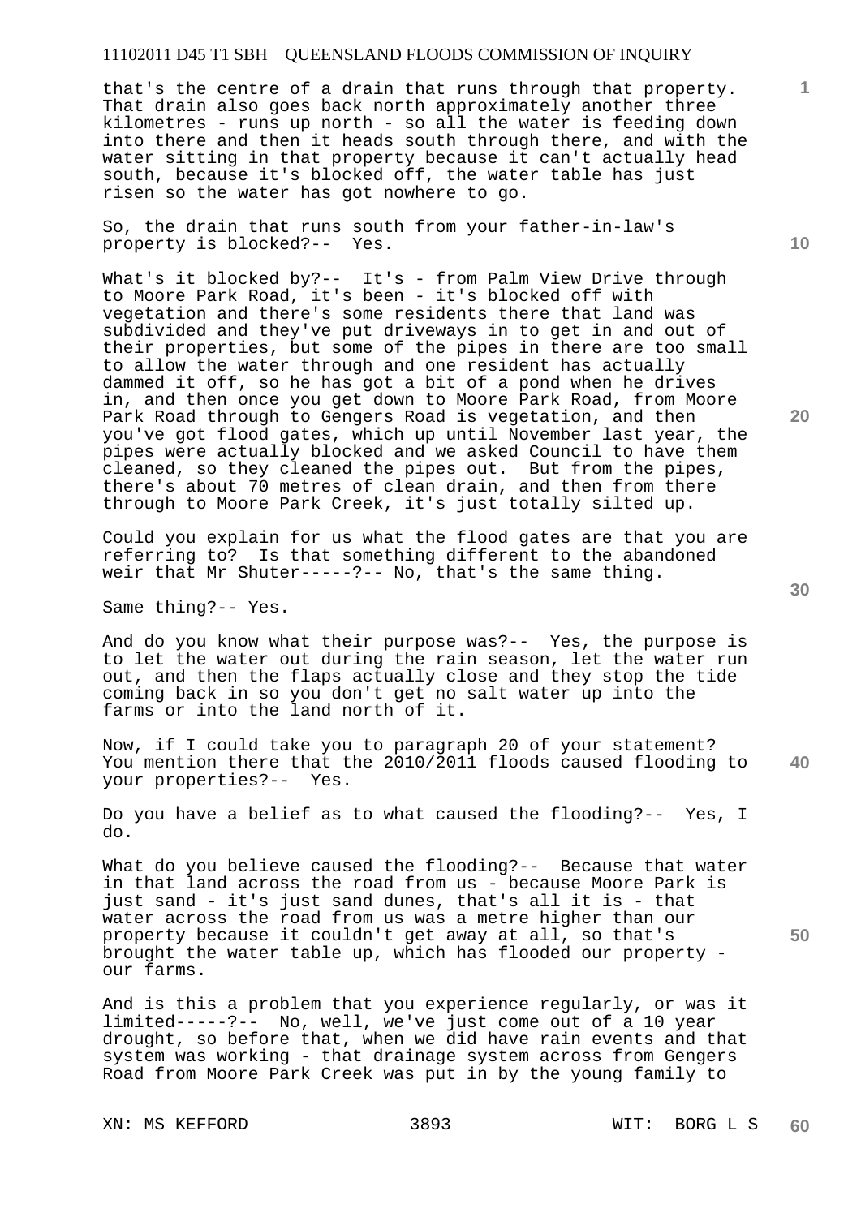that's the centre of a drain that runs through that property. That drain also goes back north approximately another three kilometres - runs up north - so all the water is feeding down into there and then it heads south through there, and with the water sitting in that property because it can't actually head south, because it's blocked off, the water table has just risen so the water has got nowhere to go.

So, the drain that runs south from your father-in-law's property is blocked?-- Yes.

What's it blocked by?-- It's - from Palm View Drive through to Moore Park Road, it's been - it's blocked off with vegetation and there's some residents there that land was subdivided and they've put driveways in to get in and out of their properties, but some of the pipes in there are too small to allow the water through and one resident has actually dammed it off, so he has got a bit of a pond when he drives in, and then once you get down to Moore Park Road, from Moore Park Road through to Gengers Road is vegetation, and then you've got flood gates, which up until November last year, the pipes were actually blocked and we asked Council to have them cleaned, so they cleaned the pipes out. But from the pipes, there's about 70 metres of clean drain, and then from there through to Moore Park Creek, it's just totally silted up.

Could you explain for us what the flood gates are that you are referring to? Is that something different to the abandoned weir that Mr Shuter-----?-- No, that's the same thing.

Same thing?-- Yes.

And do you know what their purpose was?-- Yes, the purpose is to let the water out during the rain season, let the water run out, and then the flaps actually close and they stop the tide coming back in so you don't get no salt water up into the farms or into the land north of it.

Now, if I could take you to paragraph 20 of your statement? You mention there that the 2010/2011 floods caused flooding to your properties?-- Yes.

Do you have a belief as to what caused the flooding?-- Yes, I do.

What do you believe caused the flooding?-- Because that water in that land across the road from us - because Moore Park is just sand - it's just sand dunes, that's all it is - that water across the road from us was a metre higher than our property because it couldn't get away at all, so that's brought the water table up, which has flooded our property - our farms.

And is this a problem that you experience regularly, or was it limited-----?-- No, well, we've just come out of a 10 year drought, so before that, when we did have rain events and that system was working - that drainage system across from Gengers Road from Moore Park Creek was put in by the young family to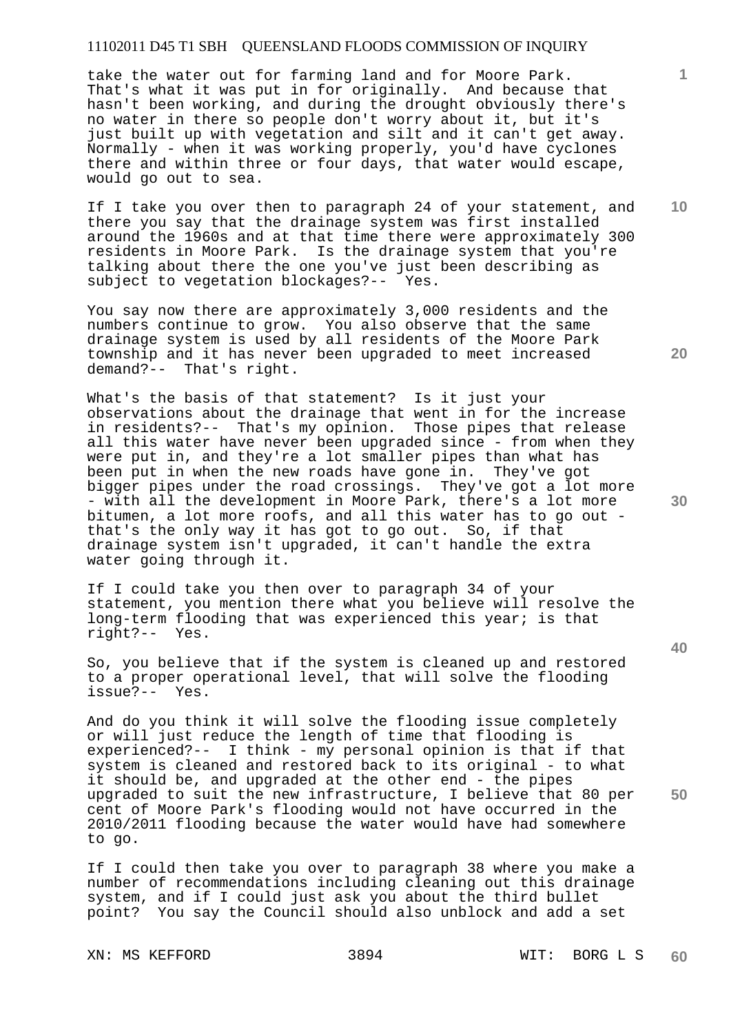take the water out for farming land and for Moore Park. That's what it was put in for originally. And because that hasn't been working, and during the drought obviously there's no water in there so people don't worry about it, but it's just built up with vegetation and silt and it can't get away. Normally - when it was working properly, you'd have cyclones there and within three or four days, that water would escape, would go out to sea.

If I take you over then to paragraph 24 of your statement, and there you say that the drainage system was first installed around the 1960s and at that time there were approximately 300 residents in Moore Park. Is the drainage system that you're talking about there the one you've just been describing as subject to vegetation blockages?-- Yes.

You say now there are approximately 3,000 residents and the numbers continue to grow. You also observe that the same drainage system is used by all residents of the Moore Park township and it has never been upgraded to meet increased demand?-- That's right.

What's the basis of that statement? Is it just your observations about the drainage that went in for the increase in residents?-- That's my opinion. Those pipes that release all this water have never been upgraded since - from when they were put in, and they're a lot smaller pipes than what has been put in when the new roads have gone in. They've got bigger pipes under the road crossings. They've got a lot more - with all the development in Moore Park, there's a lot more bitumen, a lot more roofs, and all this water has to go out - that's the only way it has got to go out. So, if that drainage system isn't upgraded, it can't handle the extra water going through it.

If I could take you then over to paragraph 34 of your statement, you mention there what you believe will resolve the long-term flooding that was experienced this year; is that right?-- Yes.

So, you believe that if the system is cleaned up and restored to a proper operational level, that will solve the flooding issue?-- Yes.

And do you think it will solve the flooding issue completely or will just reduce the length of time that flooding is experienced?-- I think - my personal opinion is that if that system is cleaned and restored back to its original - to what it should be, and upgraded at the other end - the pipes upgraded to suit the new infrastructure, I believe that 80 per cent of Moore Park's flooding would not have occurred in the 2010/2011 flooding because the water would have had somewhere to go.

If I could then take you over to paragraph 38 where you make a number of recommendations including cleaning out this drainage system, and if I could just ask you about the third bullet point? You say the Council should also unblock and add a set

XN: MS KEFFORD WIT: BORG L S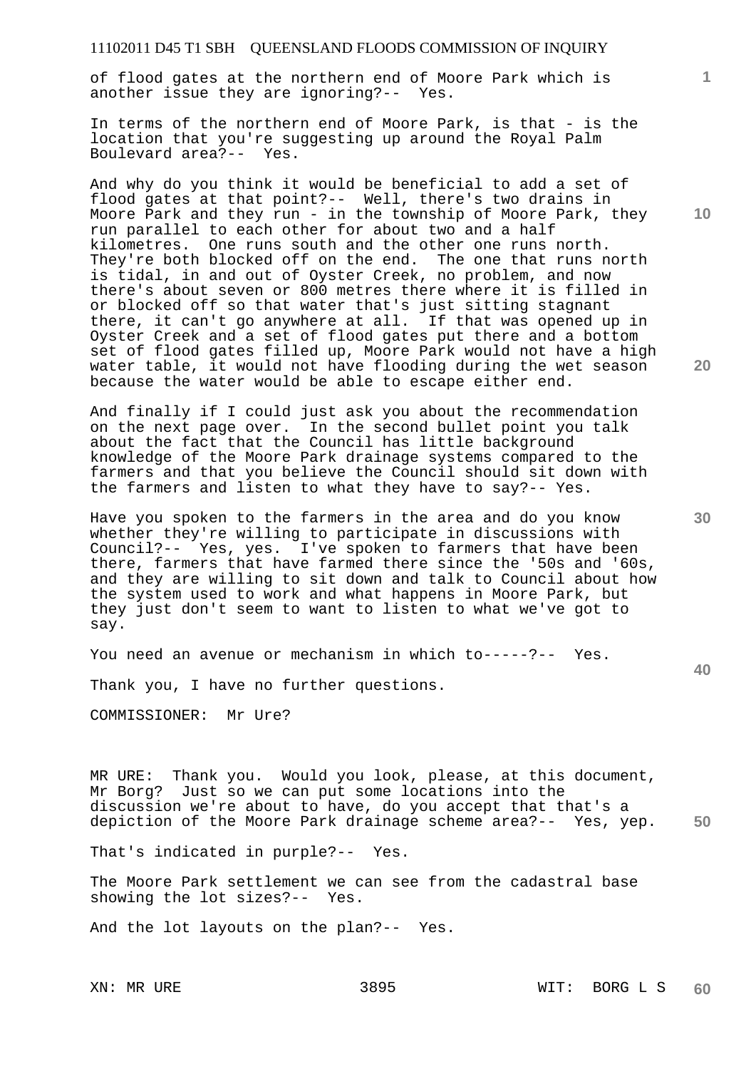of flood gates at the northern end of Moore Park which is another issue they are ignoring?-- Yes.

In terms of the northern end of Moore Park, is that - is the location that you're suggesting up around the Royal Palm Boulevard area?-- Yes.

And why do you think it would be beneficial to add a set of flood gates at that point?-- Well, there's two drains in Moore Park and they run - in the township of Moore Park, they run parallel to each other for about two and a half kilometres. One runs south and the other one runs north. They're both blocked off on the end. The one that runs north is tidal, in and out of Oyster Creek, no problem, and now there's about seven or 800 metres there where it is filled in or blocked off so that water that's just sitting stagnant there, it can't go anywhere at all. If that was opened up in Oyster Creek and a set of flood gates put there and a bottom set of flood gates filled up, Moore Park would not have a high water table, it would not have flooding during the wet season because the water would be able to escape either end.

And finally if I could just ask you about the recommendation on the next page over. In the second bullet point you talk about the fact that the Council has little background knowledge of the Moore Park drainage systems compared to the farmers and that you believe the Council should sit down with the farmers and listen to what they have to say?-- Yes.

Have you spoken to the farmers in the area and do you know whether they're willing to participate in discussions with Council?-- Yes, yes. I've spoken to farmers that have been there, farmers that have farmed there since the '50s and '60s, and they are willing to sit down and talk to Council about how the system used to work and what happens in Moore Park, but they just don't seem to want to listen to what we've got to say.

You need an avenue or mechanism in which to-----?-- Yes.

Thank you, I have no further questions.

COMMISSIONER: Mr Ure?

MR URE: Thank you. Would you look, please, at this document, Mr Borg? Just so we can put some locations into the discussion we're about to have, do you accept that that's a depiction of the Moore Park drainage scheme area?-- Yes, yep.

That's indicated in purple?-- Yes.

The Moore Park settlement we can see from the cadastral base showing the lot sizes?-- Yes.

And the lot layouts on the plan?-- Yes.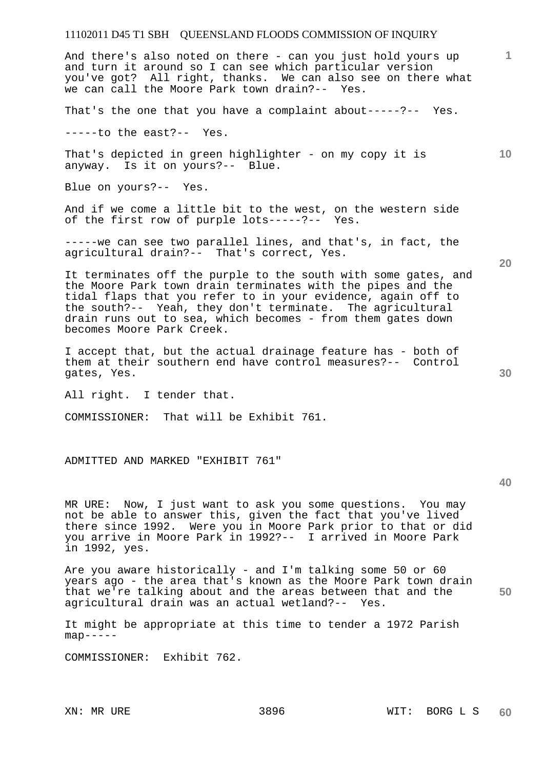And there's also noted on there - can you just hold yours up and turn it around so I can see which particular version you've got? All right, thanks. We can also see on there what we can call the Moore Park town drain?-- Yes.

That's the one that you have a complaint about-----?-- Yes.

-----to the east?-- Yes.

That's depicted in green highlighter - on my copy it is anyway. Is it on yours?-- Blue.

Blue on yours?-- Yes.

And if we come a little bit to the west, on the western side of the first row of purple lots-----?-- Yes.

-----we can see two parallel lines, and that's, in fact, the agricultural drain?-- That's correct, Yes.

It terminates off the purple to the south with some gates, and the Moore Park town drain terminates with the pipes and the tidal flaps that you refer to in your evidence, again off to the south?-- Yeah, they don't terminate. The agricultural drain runs out to sea, which becomes - from them gates down becomes Moore Park Creek.

I accept that, but the actual drainage feature has - both of them at their southern end have control measures?-- Control gates, Yes.

All right. I tender that.

COMMISSIONER: That will be Exhibit 761.

ADMITTED AND MARKED "EXHIBIT 761"

MR URE: Now, I just want to ask you some questions. You may not be able to answer this, given the fact that you've lived there since 1992. Were you in Moore Park prior to that or did you arrive in Moore Park in 1992?-- I arrived in Moore Park in 1992, yes.

Are you aware historically - and I'm talking some 50 or 60 years ago - the area that's known as the Moore Park town drain that we're talking about and the areas between that and the agricultural drain was an actual wetland?-- Yes.

It might be appropriate at this time to tender a 1972 Parish map-----

COMMISSIONER: Exhibit 762.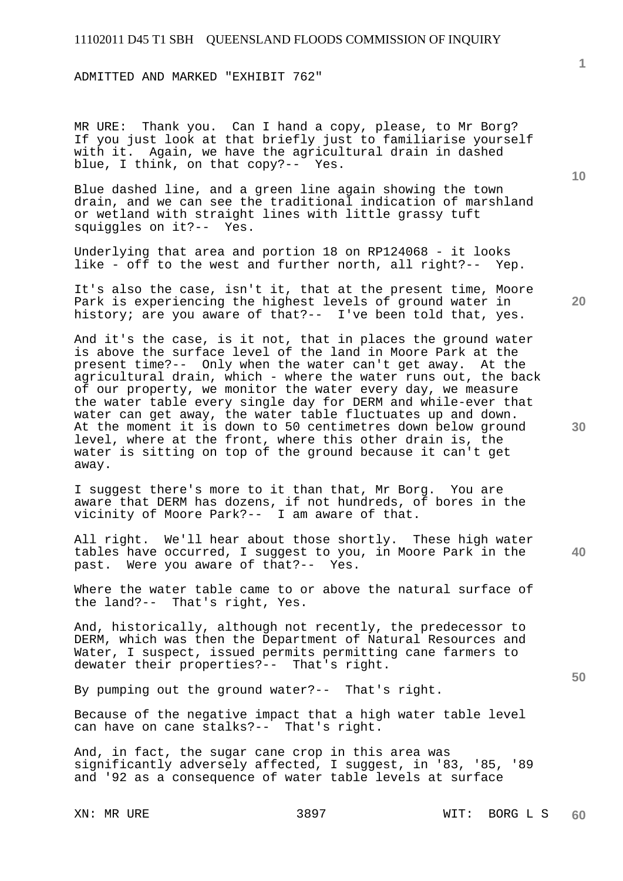ADMITTED AND MARKED "EXHIBIT 762"

MR URE: Thank you. Can I hand a copy, please, to Mr Borg? If you just look at that briefly just to familiarise yourself with it. Again, we have the agricultural drain in dashed blue, I think, on that copy?-- Yes.

Blue dashed line, and a green line again showing the town drain, and we can see the traditional indication of marshland or wetland with straight lines with little grassy tuft squiggles on it?-- Yes.

Underlying that area and portion 18 on RP124068 - it looks like - off to the west and further north, all right?-- Yep.

It's also the case, isn't it, that at the present time, Moore Park is experiencing the highest levels of ground water in history; are you aware of that?-- I've been told that, yes.

And it's the case, is it not, that in places the ground water is above the surface level of the land in Moore Park at the present time?-- Only when the water can't get away. At the agricultural drain, which - where the water runs out, the back of our property, we monitor the water every day, we measure the water table every single day for DERM and while-ever that water can get away, the water table fluctuates up and down. At the moment it is down to 50 centimetres down below ground level, where at the front, where this other drain is, the water is sitting on top of the ground because it can't get away.

I suggest there's more to it than that, Mr Borg. You are aware that DERM has dozens, if not hundreds, of bores in the vicinity of Moore Park?-- I am aware of that.

All right. We'll hear about those shortly. These high water tables have occurred, I suggest to you, in Moore Park in the past. Were you aware of that?-- Yes.

Where the water table came to or above the natural surface of the land?-- That's right, Yes.

And, historically, although not recently, the predecessor to DERM, which was then the Department of Natural Resources and Water, I suspect, issued permits permitting cane farmers to dewater their properties?-- That's right.

By pumping out the ground water?-- That's right.

Because of the negative impact that a high water table level can have on cane stalks?-- That's right.

And, in fact, the sugar cane crop in this area was significantly adversely affected, I suggest, in '83, '85, '89 and '92 as a consequence of water table levels at surface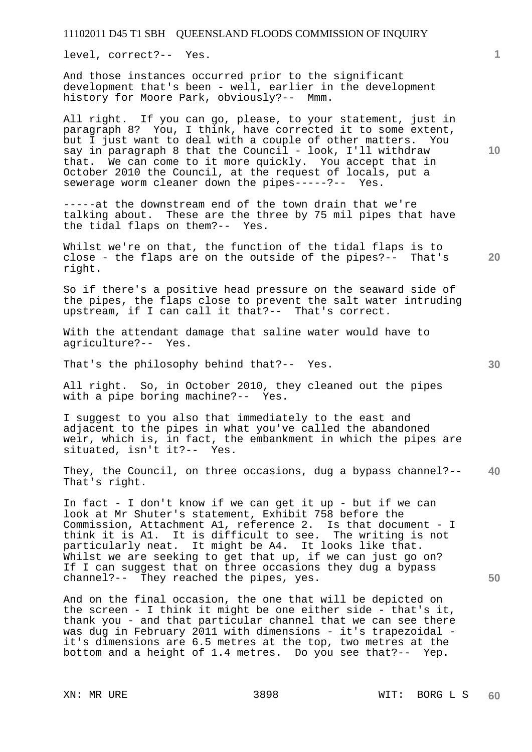level, correct?-- Yes.

And those instances occurred prior to the significant development that's been - well, earlier in the development history for Moore Park, obviously?-- Mmm.

All right. If you can go, please, to your statement, just in paragraph 8? You, I think, have corrected it to some extent, but I just want to deal with a couple of other matters. You say in paragraph 8 that the Council - look, I'll withdraw that. We can come to it more quickly. You accept that in October 2010 the Council, at the request of locals, put a sewerage worm cleaner down the pipes-----?-- Yes.

-----at the downstream end of the town drain that we're talking about. These are the three by 75 mil pipes that have the tidal flaps on them?-- Yes.

Whilst we're on that, the function of the tidal flaps is to close - the flaps are on the outside of the pipes?-- That's right.

So if there's a positive head pressure on the seaward side of the pipes, the flaps close to prevent the salt water intruding upstream, if I can call it that?-- That's correct.

With the attendant damage that saline water would have to agriculture?-- Yes.

That's the philosophy behind that?-- Yes.

All right. So, in October 2010, they cleaned out the pipes with a pipe boring machine?-- Yes.

I suggest to you also that immediately to the east and adjacent to the pipes in what you've called the abandoned weir, which is, in fact, the embankment in which the pipes are situated, isn't it?-- Yes.

They, the Council, on three occasions, dug a bypass channel?-- That's right.

In fact - I don't know if we can get it up - but if we can look at Mr Shuter's statement, Exhibit 758 before the Commission, Attachment A1, reference 2. Is that document - I think it is A1. It is difficult to see. The writing is not particularly neat. It might be A4. It looks like that. Whilst we are seeking to get that up, if we can just go on? If I can suggest that on three occasions they dug a bypass channel?-- They reached the pipes, yes.

And on the final occasion, the one that will be depicted on the screen - I think it might be one either side - that's it, thank you - and that particular channel that we can see there was dug in February 2011 with dimensions - it's trapezoidal - it's dimensions are 6.5 metres at the top, two metres at the bottom and a height of 1.4 metres. Do you see that?-- Yep.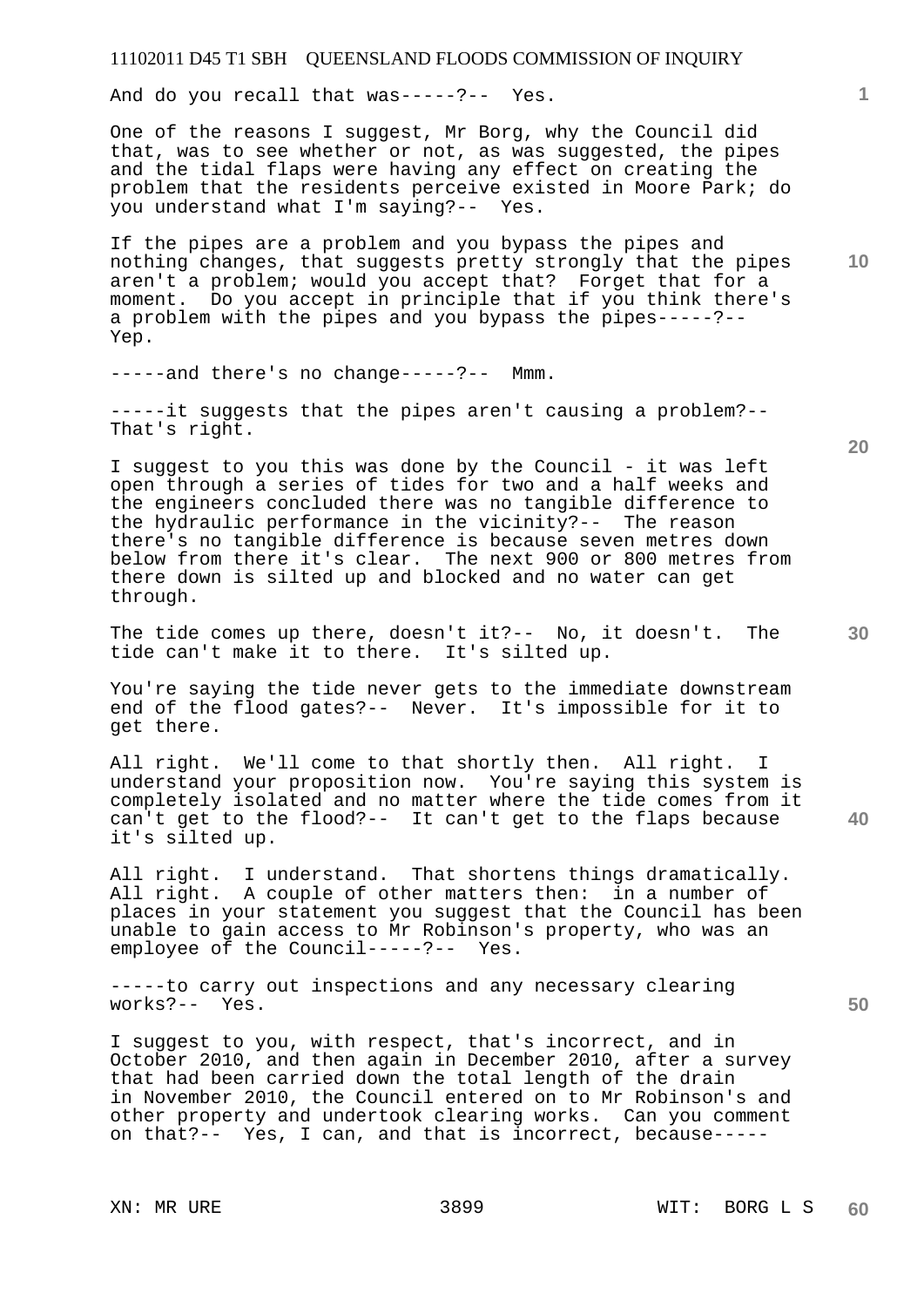And do you recall that was-----?-- Yes.

One of the reasons I suggest, Mr Borg, why the Council did that, was to see whether or not, as was suggested, the pipes and the tidal flaps were having any effect on creating the problem that the residents perceive existed in Moore Park; do you understand what I'm saying?-- Yes.

If the pipes are a problem and you bypass the pipes and nothing changes, that suggests pretty strongly that the pipes aren't a problem; would you accept that? Forget that for a moment. Do you accept in principle that if you think there's a problem with the pipes and you bypass the pipes-----?-- Yep.

-----and there's no change-----?-- Mmm.

-----it suggests that the pipes aren't causing a problem?-- That's right.

I suggest to you this was done by the Council - it was left open through a series of tides for two and a half weeks and the engineers concluded there was no tangible difference to the hydraulic performance in the vicinity?-- The reason there's no tangible difference is because seven metres down below from there it's clear. The next 900 or 800 metres from there down is silted up and blocked and no water can get through.

The tide comes up there, doesn't it?-- No, it doesn't. The tide can't make it to there. It's silted up.

You're saying the tide never gets to the immediate downstream end of the flood gates?-- Never. It's impossible for it to get there.

All right. We'll come to that shortly then. All right. I understand your proposition now. You're saying this system is completely isolated and no matter where the tide comes from it can't get to the flood?-- It can't get to the flaps because it's silted up.

All right. I understand. That shortens things dramatically. All right. A couple of other matters then: in a number of places in your statement you suggest that the Council has been unable to gain access to Mr Robinson's property, who was an employee of the Council-----?-- Yes.

-----to carry out inspections and any necessary clearing works?-- Yes.

I suggest to you, with respect, that's incorrect, and in October 2010, and then again in December 2010, after a survey that had been carried down the total length of the drain in November 2010, the Council entered on to Mr Robinson's and other property and undertook clearing works. Can you comment on that?-- Yes, I can, and that is incorrect, because-----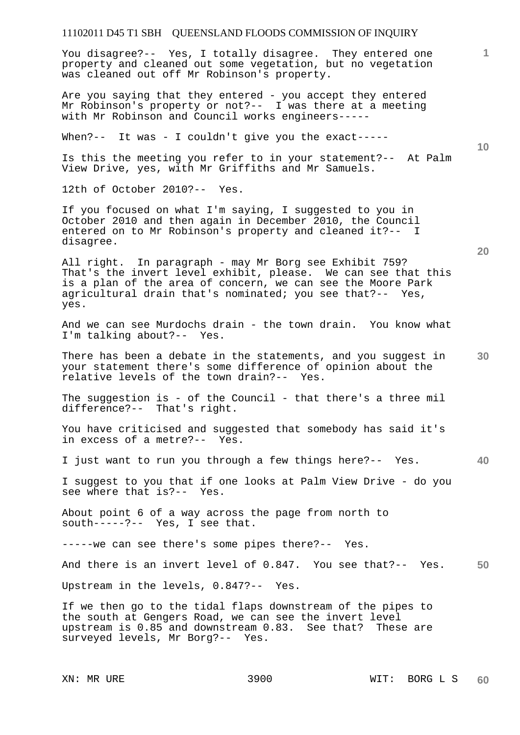You disagree?-- Yes, I totally disagree. They entered one property and cleaned out some vegetation, but no vegetation was cleaned out off Mr Robinson's property.

Are you saying that they entered - you accept they entered Mr Robinson's property or not?-- I was there at a meeting with Mr Robinson and Council works engineers-----

When?-- It was - I couldn't give you the exact-----

Is this the meeting you refer to in your statement?-- At Palm View Drive, yes, with Mr Griffiths and Mr Samuels.

12th of October 2010?-- Yes.

If you focused on what I'm saying, I suggested to you in October 2010 and then again in December 2010, the Council entered on to Mr Robinson's property and cleaned it?-- I disagree.

All right. In paragraph - may Mr Borg see Exhibit 759? That's the invert level exhibit, please. We can see that this is a plan of the area of concern, we can see the Moore Park agricultural drain that's nominated; you see that?-- Yes, yes.

And we can see Murdochs drain - the town drain. You know what I'm talking about?-- Yes.

There has been a debate in the statements, and you suggest in your statement there's some difference of opinion about the relative levels of the town drain?-- Yes.

The suggestion is - of the Council - that there's a three mil difference?-- That's right.

You have criticised and suggested that somebody has said it's in excess of a metre?-- Yes.

I just want to run you through a few things here?-- Yes.

I suggest to you that if one looks at Palm View Drive - do you see where that is?-- Yes.

About point 6 of a way across the page from north to south-----?-- Yes, I see that.

-----we can see there's some pipes there?-- Yes.

And there is an invert level of 0.847. You see that?-- Yes.

Upstream in the levels, 0.847?-- Yes.

If we then go to the tidal flaps downstream of the pipes to the south at Gengers Road, we can see the invert level upstream is 0.85 and downstream 0.83. See that? These are surveyed levels, Mr Borg?-- Yes.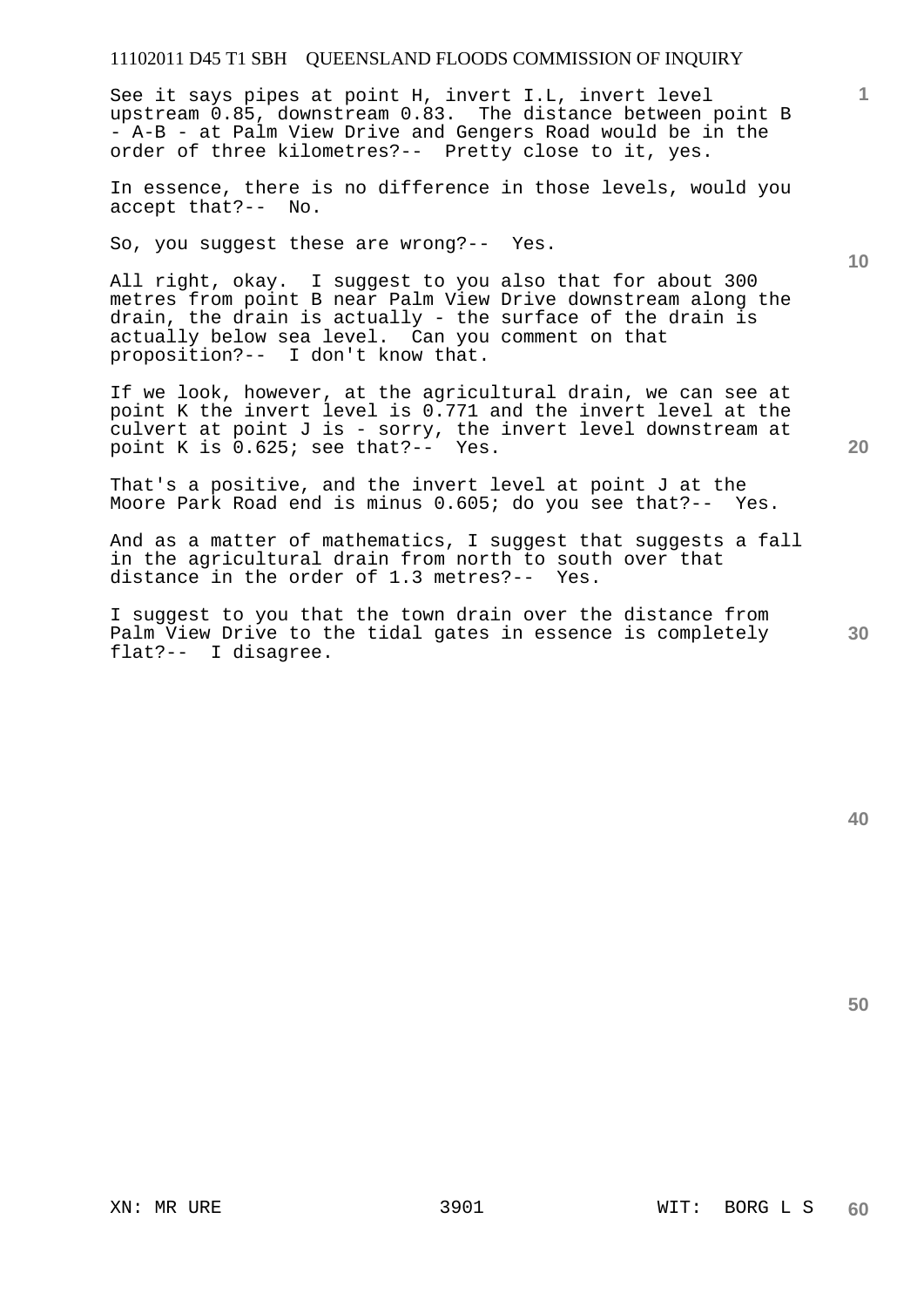See it says pipes at point H, invert I.L, invert level upstream 0.85, downstream 0.83. The distance between point B - A-B - at Palm View Drive and Gengers Road would be in the order of three kilometres?-- Pretty close to it, yes.

In essence, there is no difference in those levels, would you accept that?-- No.

So, you suggest these are wrong?-- Yes.

All right, okay. I suggest to you also that for about 300 metres from point B near Palm View Drive downstream along the drain, the drain is actually - the surface of the drain is actually below sea level. Can you comment on that proposition?-- I don't know that.

If we look, however, at the agricultural drain, we can see at point K the invert level is 0.771 and the invert level at the culvert at point J is - sorry, the invert level downstream at point K is 0.625; see that?-- Yes.

That's a positive, and the invert level at point J at the Moore Park Road end is minus 0.605; do you see that?-- Yes.

And as a matter of mathematics, I suggest that suggests a fall in the agricultural drain from north to south over that distance in the order of 1.3 metres?-- Yes.

I suggest to you that the town drain over the distance from Palm View Drive to the tidal gates in essence is completely flat?-- I disagree.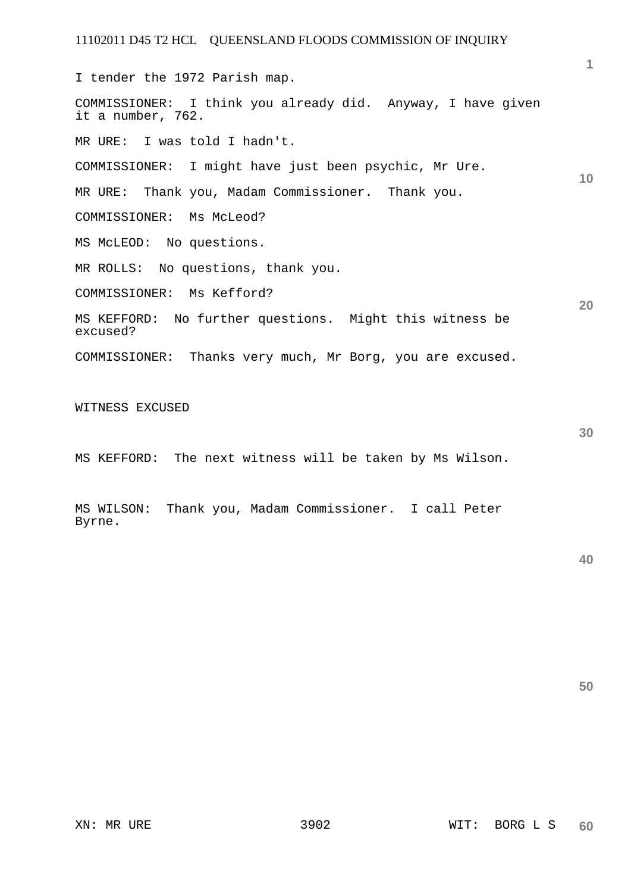I tender the 1972 Parish map.

COMMISSIONER: I think you already did. Anyway, I have given it a number, 762.

MR URE: I was told I hadn't.

COMMISSIONER: I might have just been psychic, Mr Ure.

MR URE: Thank you, Madam Commissioner. Thank you.

COMMISSIONER: Ms McLeod?

MS McLEOD: No questions.

MR ROLLS: No questions, thank you.

COMMISSIONER: Ms Kefford?

MS KEFFORD: No further questions. Might this witness be excused?

COMMISSIONER: Thanks very much, Mr Borg, you are excused.

WITNESS EXCUSED

MS KEFFORD: The next witness will be taken by Ms Wilson.

MS WILSON: Thank you, Madam Commissioner. I call Peter Byrne.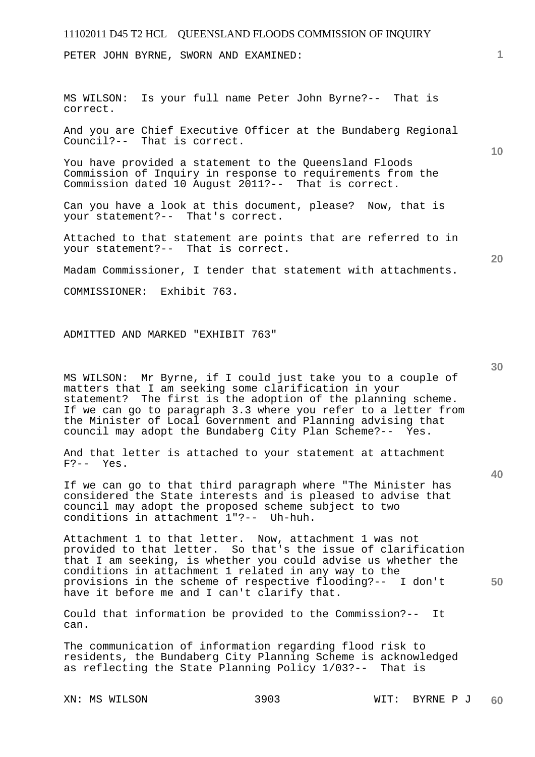PETER JOHN BYRNE, SWORN AND EXAMINED:

MS WILSON: Is your full name Peter John Byrne?-- That is correct.

And you are Chief Executive Officer at the Bundaberg Regional Council?-- That is correct.

You have provided a statement to the Queensland Floods Commission of Inquiry in response to requirements from the Commission dated 10 August 2011?-- That is correct.

Can you have a look at this document, please? Now, that is your statement?-- That's correct.

Attached to that statement are points that are referred to in your statement?-- That is correct.

Madam Commissioner, I tender that statement with attachments.

COMMISSIONER: Exhibit 763.

ADMITTED AND MARKED "EXHIBIT 763"

MS WILSON: Mr Byrne, if I could just take you to a couple of matters that I am seeking some clarification in your statement? The first is the adoption of the planning scheme. If we can go to paragraph 3.3 where you refer to a letter from the Minister of Local Government and Planning advising that council may adopt the Bundaberg City Plan Scheme?-- Yes.

And that letter is attached to your statement at attachment F?-- Yes.

If we can go to that third paragraph where "The Minister has considered the State interests and is pleased to advise that council may adopt the proposed scheme subject to two conditions in attachment 1"?-- Uh-huh.

Attachment 1 to that letter. Now, attachment 1 was not provided to that letter. So that's the issue of clarification that I am seeking, is whether you could advise us whether the conditions in attachment 1 related in any way to the provisions in the scheme of respective flooding?-- I don't have it before me and I can't clarify that.

Could that information be provided to the Commission?-- It can.

The communication of information regarding flood risk to residents, the Bundaberg City Planning Scheme is acknowledged as reflecting the State Planning Policy 1/03?-- That is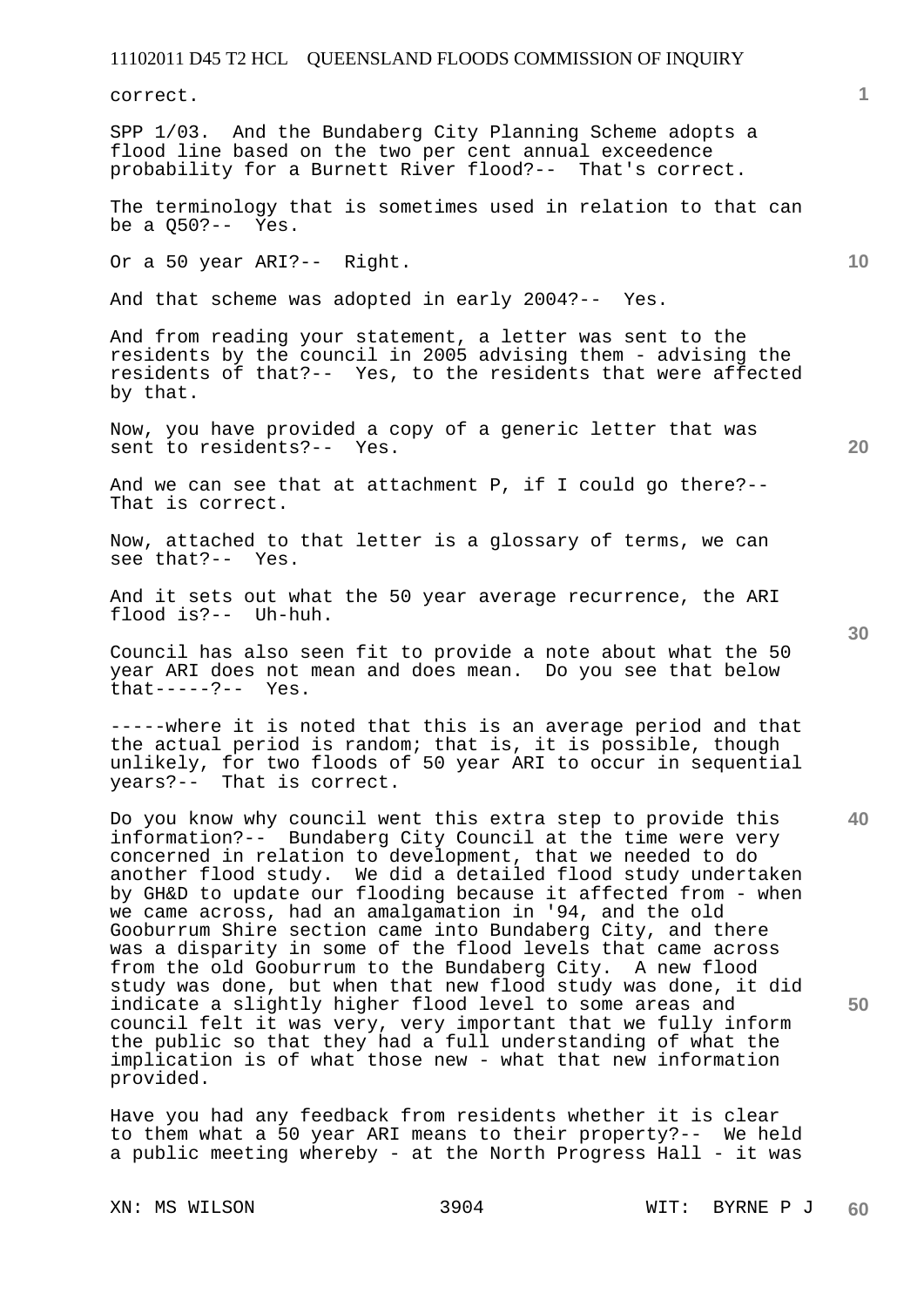correct.

SPP 1/03. And the Bundaberg City Planning Scheme adopts a flood line based on the two per cent annual exceedence probability for a Burnett River flood?-- That's correct.

The terminology that is sometimes used in relation to that can be a Q50?-- Yes.

Or a 50 year ARI?-- Right.

And that scheme was adopted in early 2004?-- Yes.

And from reading your statement, a letter was sent to the residents by the council in 2005 advising them - advising the residents of that?-- Yes, to the residents that were affected by that.

Now, you have provided a copy of a generic letter that was sent to residents?-- Yes.

And we can see that at attachment P, if I could go there?-- That is correct.

Now, attached to that letter is a glossary of terms, we can see that?-- Yes.

And it sets out what the 50 year average recurrence, the ARI flood is?-- Uh-huh.

Council has also seen fit to provide a note about what the 50 year ARI does not mean and does mean. Do you see that below that-----?-- Yes.

-----where it is noted that this is an average period and that the actual period is random; that is, it is possible, though unlikely, for two floods of 50 year ARI to occur in sequential years?-- That is correct.

Do you know why council went this extra step to provide this information?-- Bundaberg City Council at the time were very concerned in relation to development, that we needed to do another flood study. We did a detailed flood study undertaken by GH&D to update our flooding because it affected from - when we came across, had an amalgamation in '94, and the old Gooburrum Shire section came into Bundaberg City, and there was a disparity in some of the flood levels that came across from the old Gooburrum to the Bundaberg City. A new flood study was done, but when that new flood study was done, it did indicate a slightly higher flood level to some areas and council felt it was very, very important that we fully inform the public so that they had a full understanding of what the implication is of what those new - what that new information provided.

Have you had any feedback from residents whether it is clear to them what a 50 year ARI means to their property?-- We held a public meeting whereby - at the North Progress Hall - it was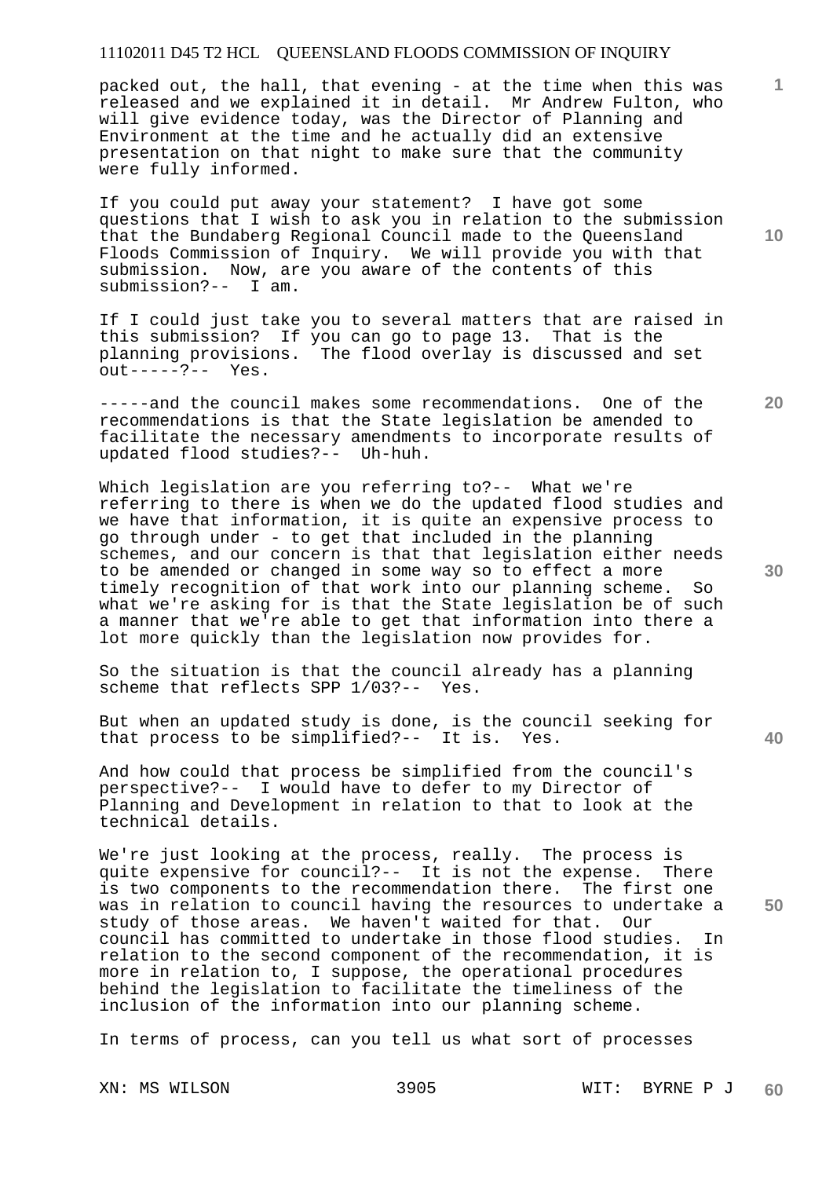packed out, the hall, that evening - at the time when this was released and we explained it in detail. Mr Andrew Fulton, who will give evidence today, was the Director of Planning and Environment at the time and he actually did an extensive presentation on that night to make sure that the community were fully informed.

If you could put away your statement? I have got some questions that I wish to ask you in relation to the submission that the Bundaberg Regional Council made to the Queensland Floods Commission of Inquiry. We will provide you with that submission. Now, are you aware of the contents of this submission?-- I am.

If I could just take you to several matters that are raised in this submission? If you can go to page 13. That is the planning provisions. The flood overlay is discussed and set out-----?-- Yes.

-----and the council makes some recommendations. One of the recommendations is that the State legislation be amended to facilitate the necessary amendments to incorporate results of updated flood studies?-- Uh-huh.

Which legislation are you referring to?-- What we're referring to there is when we do the updated flood studies and we have that information, it is quite an expensive process to go through under - to get that included in the planning schemes, and our concern is that that legislation either needs to be amended or changed in some way so to effect a more timely recognition of that work into our planning scheme. So what we're asking for is that the State legislation be of such a manner that we're able to get that information into there a lot more quickly than the legislation now provides for.

So the situation is that the council already has a planning scheme that reflects SPP 1/03?-- Yes.

But when an updated study is done, is the council seeking for that process to be simplified?-- It is. Yes.

And how could that process be simplified from the council's perspective?-- I would have to defer to my Director of Planning and Development in relation to that to look at the technical details.

We're just looking at the process, really. The process is quite expensive for council?-- It is not the expense. There is two components to the recommendation there. The first one was in relation to council having the resources to undertake a study of those areas. We haven't waited for that. Our council has committed to undertake in those flood studies. In relation to the second component of the recommendation, it is more in relation to, I suppose, the operational procedures behind the legislation to facilitate the timeliness of the inclusion of the information into our planning scheme.

In terms of process, can you tell us what sort of processes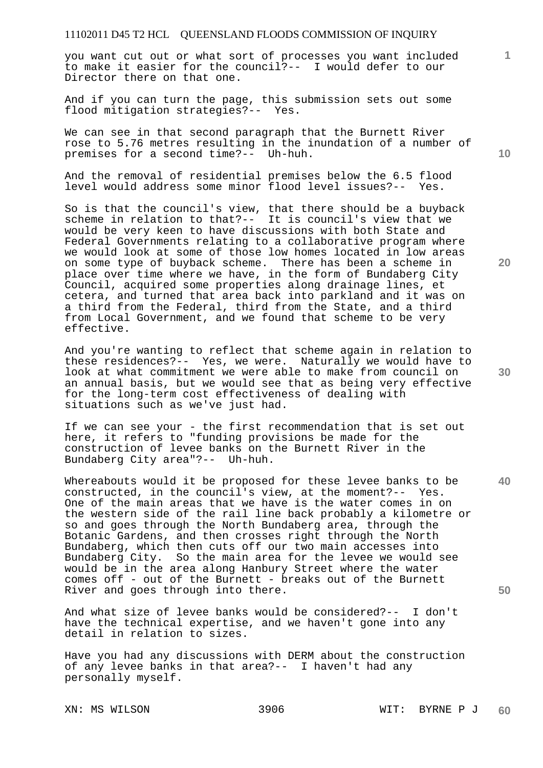you want cut out or what sort of processes you want included to make it easier for the council?-- I would defer to our Director there on that one.

And if you can turn the page, this submission sets out some flood mitigation strategies?-- Yes.

We can see in that second paragraph that the Burnett River rose to 5.76 metres resulting in the inundation of a number of premises for a second time?-- Uh-huh.

And the removal of residential premises below the 6.5 flood level would address some minor flood level issues?-- Yes.

So is that the council's view, that there should be a buyback scheme in relation to that?-- It is council's view that we would be very keen to have discussions with both State and Federal Governments relating to a collaborative program where we would look at some of those low homes located in low areas on some type of buyback scheme. There has been a scheme in place over time where we have, in the form of Bundaberg City Council, acquired some properties along drainage lines, et cetera, and turned that area back into parkland and it was on a third from the Federal, third from the State, and a third from Local Government, and we found that scheme to be very effective.

And you're wanting to reflect that scheme again in relation to these residences?-- Yes, we were. Naturally we would have to look at what commitment we were able to make from council on an annual basis, but we would see that as being very effective for the long-term cost effectiveness of dealing with situations such as we've just had.

If we can see your - the first recommendation that is set out here, it refers to "funding provisions be made for the construction of levee banks on the Burnett River in the Bundaberg City area"?-- Uh-huh.

Whereabouts would it be proposed for these levee banks to be constructed, in the council's view, at the moment?-- Yes. One of the main areas that we have is the water comes in on the western side of the rail line back probably a kilometre or so and goes through the North Bundaberg area, through the Botanic Gardens, and then crosses right through the North Bundaberg, which then cuts off our two main accesses into Bundaberg City. So the main area for the levee we would see would be in the area along Hanbury Street where the water comes off - out of the Burnett - breaks out of the Burnett River and goes through into there.

And what size of levee banks would be considered?-- I don't have the technical expertise, and we haven't gone into any detail in relation to sizes.

Have you had any discussions with DERM about the construction of any levee banks in that area?-- I haven't had any personally myself.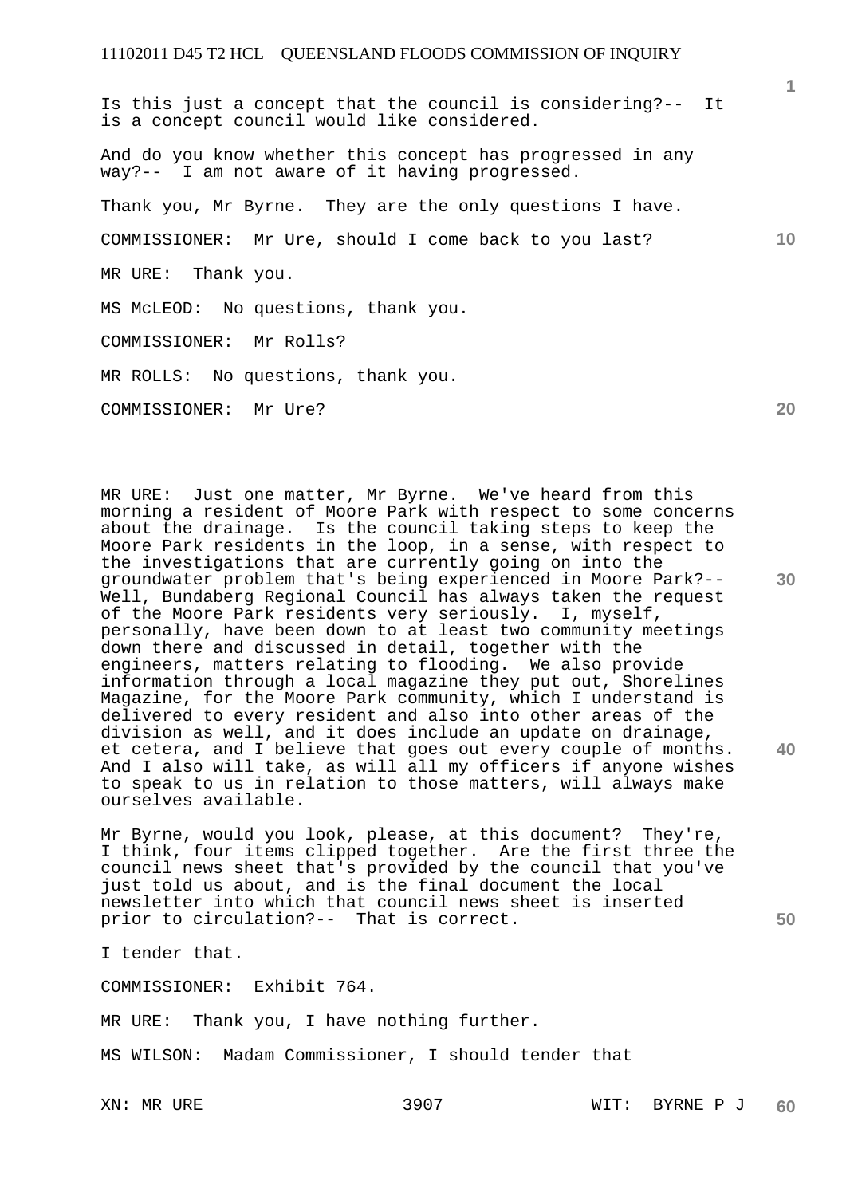Is this just a concept that the council is considering?-- It is a concept council would like considered.

And do you know whether this concept has progressed in any way?-- I am not aware of it having progressed.

Thank you, Mr Byrne. They are the only questions I have.

COMMISSIONER: Mr Ure, should I come back to you last?

MR URE: Thank you.

MS McLEOD: No questions, thank you.

COMMISSIONER: Mr Rolls?

MR ROLLS: No questions, thank you.

COMMISSIONER: Mr Ure?

MR URE: Just one matter, Mr Byrne. We've heard from this morning a resident of Moore Park with respect to some concerns about the drainage. Is the council taking steps to keep the Moore Park residents in the loop, in a sense, with respect to the investigations that are currently going on into the groundwater problem that's being experienced in Moore Park?-- Well, Bundaberg Regional Council has always taken the request of the Moore Park residents very seriously. I, myself, personally, have been down to at least two community meetings down there and discussed in detail, together with the engineers, matters relating to flooding. We also provide information through a local magazine they put out, Shorelines Magazine, for the Moore Park community, which I understand is delivered to every resident and also into other areas of the division as well, and it does include an update on drainage, et cetera, and I believe that goes out every couple of months. And I also will take, as will all my officers if anyone wishes to speak to us in relation to those matters, will always make ourselves available.

Mr Byrne, would you look, please, at this document? They're, I think, four items clipped together. Are the first three the council news sheet that's provided by the council that you've just told us about, and is the final document the local newsletter into which that council news sheet is inserted prior to circulation?-- That is correct.

I tender that.

COMMISSIONER: Exhibit 764.

MR URE: Thank you, I have nothing further.

MS WILSON: Madam Commissioner, I should tender that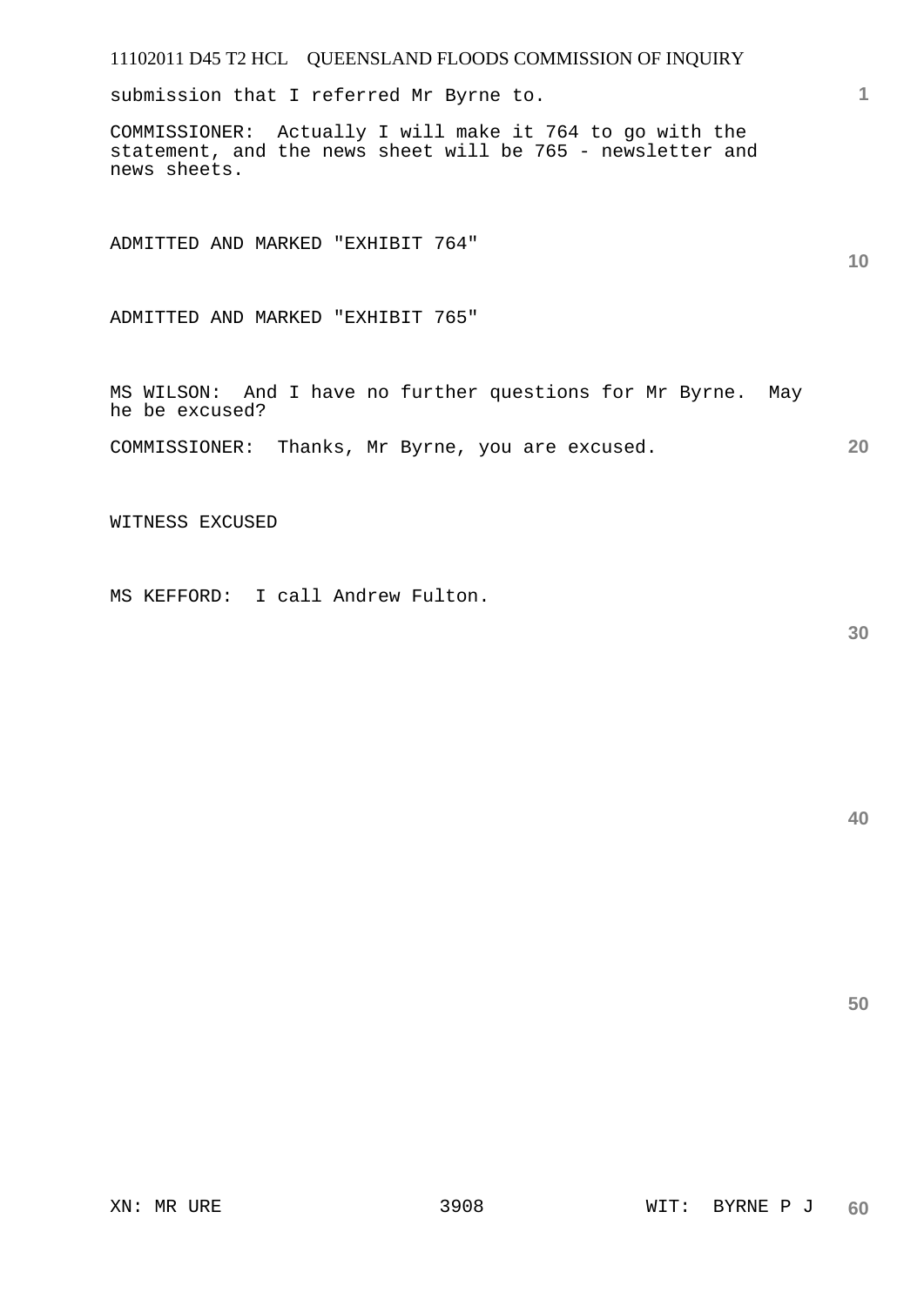submission that I referred Mr Byrne to.

COMMISSIONER: Actually I will make it 764 to go with the statement, and the news sheet will be 765 - newsletter and news sheets.

ADMITTED AND MARKED "EXHIBIT 764"

ADMITTED AND MARKED "EXHIBIT 765"

MS WILSON: And I have no further questions for Mr Byrne. May he be excused?

COMMISSIONER: Thanks, Mr Byrne, you are excused.

WITNESS EXCUSED

MS KEFFORD: I call Andrew Fulton.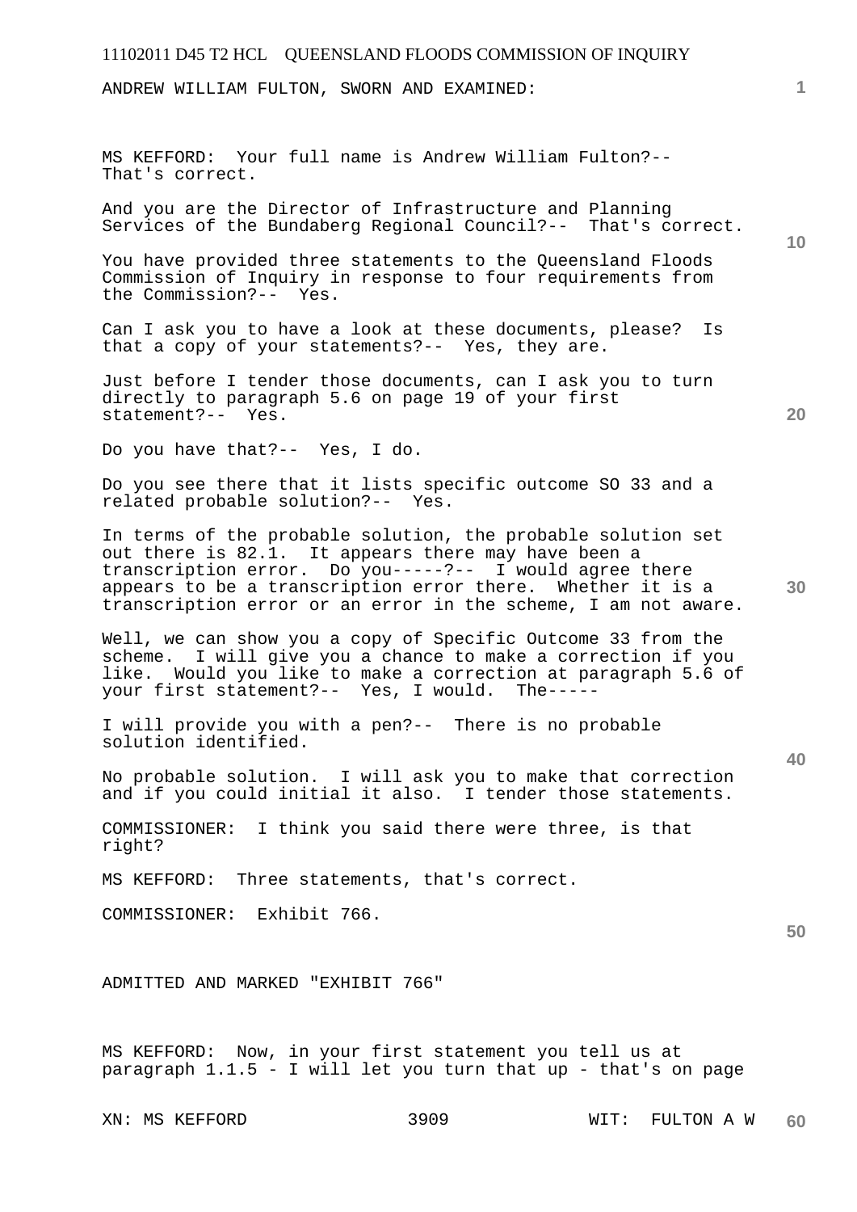ANDREW WILLIAM FULTON, SWORN AND EXAMINED:

MS KEFFORD: Your full name is Andrew William Fulton?-- That's correct.

And you are the Director of Infrastructure and Planning Services of the Bundaberg Regional Council?-- That's correct.

You have provided three statements to the Queensland Floods Commission of Inquiry in response to four requirements from the Commission?-- Yes.

Can I ask you to have a look at these documents, please? Is that a copy of your statements?-- Yes, they are.

Just before I tender those documents, can I ask you to turn directly to paragraph 5.6 on page 19 of your first statement?-- Yes.

Do you have that?-- Yes, I do.

Do you see there that it lists specific outcome SO 33 and a related probable solution?-- Yes.

In terms of the probable solution, the probable solution set out there is 82.1. It appears there may have been a transcription error. Do you-----?-- I would agree there appears to be a transcription error there. Whether it is a transcription error or an error in the scheme, I am not aware.

Well, we can show you a copy of Specific Outcome 33 from the scheme. I will give you a chance to make a correction if you like. Would you like to make a correction at paragraph 5.6 of your first statement?-- Yes, I would. The-----

I will provide you with a pen?-- There is no probable solution identified.

No probable solution. I will ask you to make that correction and if you could initial it also. I tender those statements.

COMMISSIONER: I think you said there were three, is that right?

MS KEFFORD: Three statements, that's correct.

COMMISSIONER: Exhibit 766.

ADMITTED AND MARKED "EXHIBIT 766"

MS KEFFORD: Now, in your first statement you tell us at paragraph 1.1.5 - I will let you turn that up - that's on page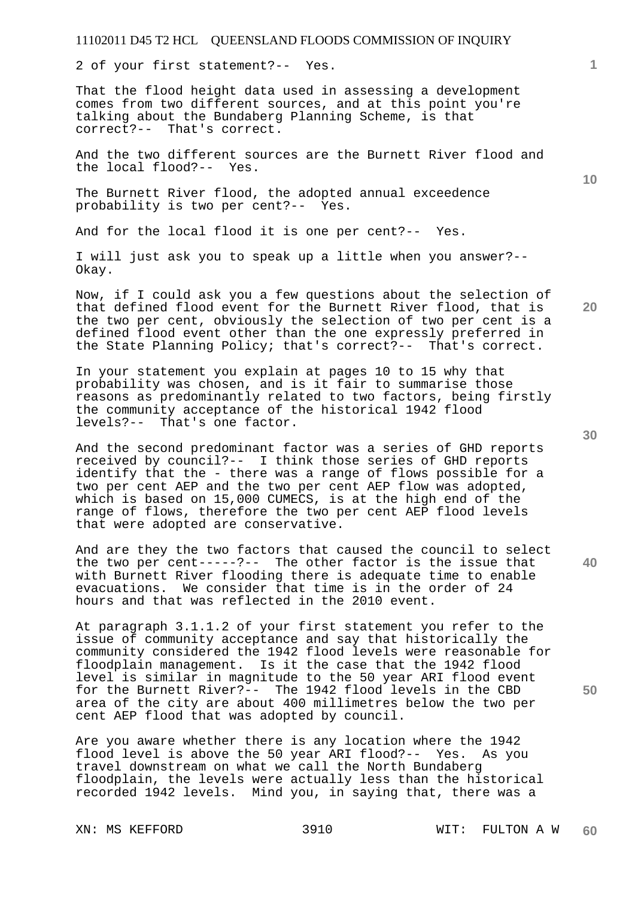2 of your first statement?-- Yes.

That the flood height data used in assessing a development comes from two different sources, and at this point you're talking about the Bundaberg Planning Scheme, is that correct?-- That's correct.

And the two different sources are the Burnett River flood and the local flood?-- Yes.

The Burnett River flood, the adopted annual exceedence probability is two per cent?-- Yes.

And for the local flood it is one per cent?-- Yes.

I will just ask you to speak up a little when you answer?-- Okay.

Now, if I could ask you a few questions about the selection of that defined flood event for the Burnett River flood, that is the two per cent, obviously the selection of two per cent is a defined flood event other than the one expressly preferred in the State Planning Policy; that's correct?-- That's correct.

In your statement you explain at pages 10 to 15 why that probability was chosen, and is it fair to summarise those reasons as predominantly related to two factors, being firstly the community acceptance of the historical 1942 flood levels?-- That's one factor.

And the second predominant factor was a series of GHD reports received by council?-- I think those series of GHD reports identify that the - there was a range of flows possible for a two per cent AEP and the two per cent AEP flow was adopted, which is based on 15,000 CUMECS, is at the high end of the range of flows, therefore the two per cent AEP flood levels that were adopted are conservative.

And are they the two factors that caused the council to select the two per cent-----?-- The other factor is the issue that with Burnett River flooding there is adequate time to enable evacuations. We consider that time is in the order of 24 hours and that was reflected in the 2010 event.

At paragraph 3.1.1.2 of your first statement you refer to the issue of community acceptance and say that historically the community considered the 1942 flood levels were reasonable for floodplain management. Is it the case that the 1942 flood level is similar in magnitude to the 50 year ARI flood event for the Burnett River?-- The 1942 flood levels in the CBD area of the city are about 400 millimetres below the two per cent AEP flood that was adopted by council.

Are you aware whether there is any location where the 1942 flood level is above the 50 year ARI flood?-- Yes. As you travel downstream on what we call the North Bundaberg floodplain, the levels were actually less than the historical recorded 1942 levels. Mind you, in saying that, there was a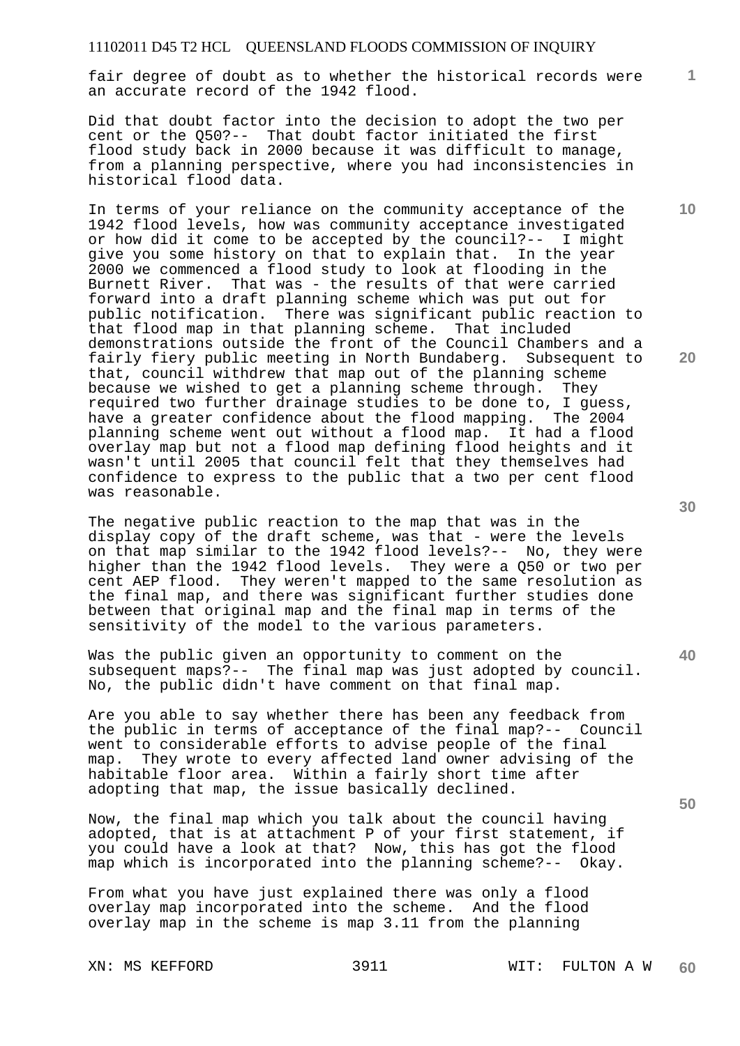fair degree of doubt as to whether the historical records were an accurate record of the 1942 flood.

Did that doubt factor into the decision to adopt the two per cent or the Q50?-- That doubt factor initiated the first flood study back in 2000 because it was difficult to manage, from a planning perspective, where you had inconsistencies in historical flood data.

In terms of your reliance on the community acceptance of the 1942 flood levels, how was community acceptance investigated or how did it come to be accepted by the council?-- I might give you some history on that to explain that. In the year 2000 we commenced a flood study to look at flooding in the Burnett River. That was - the results of that were carried forward into a draft planning scheme which was put out for public notification. There was significant public reaction to that flood map in that planning scheme. That included demonstrations outside the front of the Council Chambers and a fairly fiery public meeting in North Bundaberg. Subsequent to that, council withdrew that map out of the planning scheme because we wished to get a planning scheme through. They required two further drainage studies to be done to, I guess, have a greater confidence about the flood mapping. The 2004 planning scheme went out without a flood map. It had a flood overlay map but not a flood map defining flood heights and it wasn't until 2005 that council felt that they themselves had confidence to express to the public that a two per cent flood was reasonable.

The negative public reaction to the map that was in the display copy of the draft scheme, was that - were the levels on that map similar to the 1942 flood levels?-- No, they were higher than the 1942 flood levels. They were a Q50 or two per cent AEP flood. They weren't mapped to the same resolution as the final map, and there was significant further studies done between that original map and the final map in terms of the sensitivity of the model to the various parameters.

Was the public given an opportunity to comment on the subsequent maps?-- The final map was just adopted by council. No, the public didn't have comment on that final map.

Are you able to say whether there has been any feedback from the public in terms of acceptance of the final map?-- Council went to considerable efforts to advise people of the final map. They wrote to every affected land owner advising of the habitable floor area. Within a fairly short time after adopting that map, the issue basically declined.

Now, the final map which you talk about the council having adopted, that is at attachment P of your first statement, if you could have a look at that? Now, this has got the flood map which is incorporated into the planning scheme?-- Okay.

From what you have just explained there was only a flood overlay map incorporated into the scheme. And the flood overlay map in the scheme is map 3.11 from the planning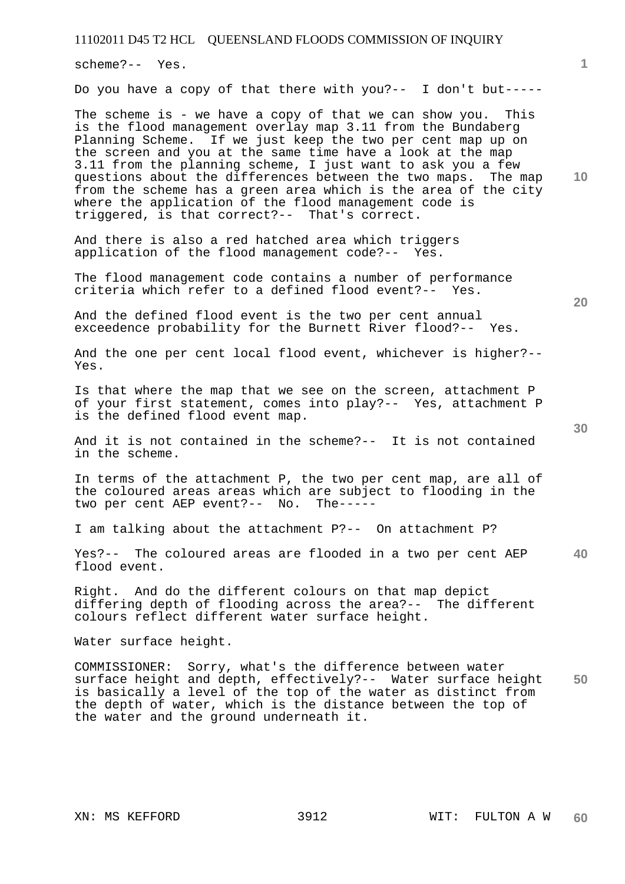scheme?-- Yes.

Do you have a copy of that there with you?-- I don't but-----

The scheme is - we have a copy of that we can show you. This is the flood management overlay map 3.11 from the Bundaberg Planning Scheme. If we just keep the two per cent map up on the screen and you at the same time have a look at the map 3.11 from the planning scheme, I just want to ask you a few questions about the differences between the two maps. The map from the scheme has a green area which is the area of the city where the application of the flood management code is triggered, is that correct?-- That's correct.

And there is also a red hatched area which triggers application of the flood management code?-- Yes.

The flood management code contains a number of performance criteria which refer to a defined flood event?-- Yes.

And the defined flood event is the two per cent annual exceedence probability for the Burnett River flood?-- Yes.

And the one per cent local flood event, whichever is higher?-- Yes.

Is that where the map that we see on the screen, attachment P of your first statement, comes into play?-- Yes, attachment P is the defined flood event map.

And it is not contained in the scheme?-- It is not contained in the scheme.

In terms of the attachment P, the two per cent map, are all of the coloured areas areas which are subject to flooding in the two per cent AEP event?-- No. The-----

I am talking about the attachment P?-- On attachment P?

Yes?-- The coloured areas are flooded in a two per cent AEP flood event.

Right. And do the different colours on that map depict differing depth of flooding across the area?-- The different colours reflect different water surface height.

Water surface height.

COMMISSIONER: Sorry, what's the difference between water surface height and depth, effectively?-- Water surface height is basically a level of the top of the water as distinct from the depth of water, which is the distance between the top of the water and the ground underneath it.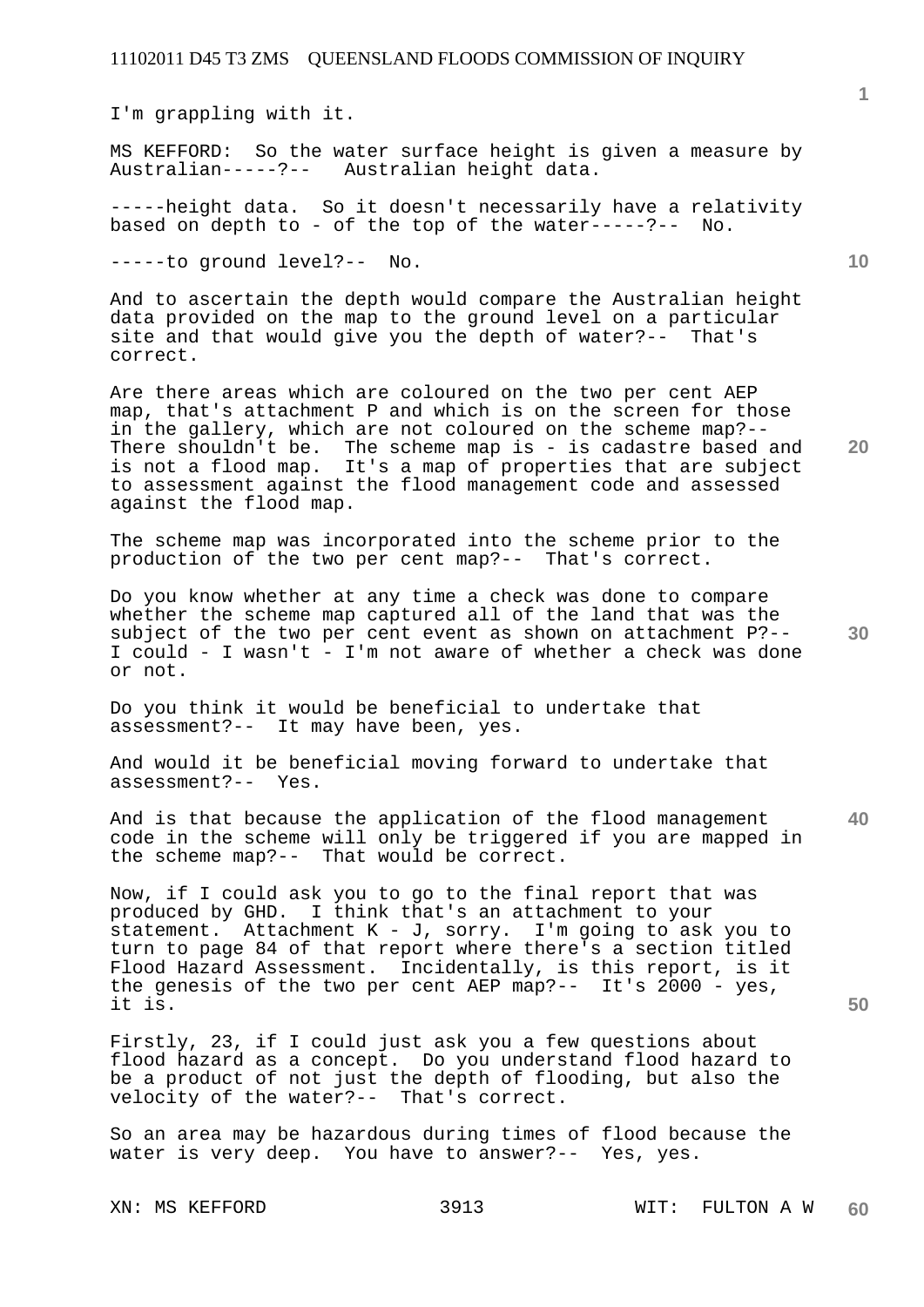I'm grappling with it.

MS KEFFORD: So the water surface height is given a measure by Australian-----?-- Australian height data.

-----height data. So it doesn't necessarily have a relativity based on depth to - of the top of the water-----?-- No.

-----to ground level?-- No.

And to ascertain the depth would compare the Australian height data provided on the map to the ground level on a particular site and that would give you the depth of water?-- That's correct.

Are there areas which are coloured on the two per cent AEP map, that's attachment P and which is on the screen for those in the gallery, which are not coloured on the scheme map?-- There shouldn't be. The scheme map is - is cadastre based and is not a flood map. It's a map of properties that are subject to assessment against the flood management code and assessed against the flood map.

The scheme map was incorporated into the scheme prior to the production of the two per cent map?-- That's correct.

Do you know whether at any time a check was done to compare whether the scheme map captured all of the land that was the subject of the two per cent event as shown on attachment P?-- I could - I wasn't - I'm not aware of whether a check was done or not.

Do you think it would be beneficial to undertake that assessment?-- It may have been, yes.

And would it be beneficial moving forward to undertake that assessment?-- Yes.

And is that because the application of the flood management code in the scheme will only be triggered if you are mapped in the scheme map?-- That would be correct.

Now, if I could ask you to go to the final report that was produced by GHD. I think that's an attachment to your statement. Attachment K - J, sorry. I'm going to ask you to turn to page 84 of that report where there's a section titled Flood Hazard Assessment. Incidentally, is this report, is it the genesis of the two per cent AEP map?-- It's 2000 - yes, it is.

Firstly, 23, if I could just ask you a few questions about flood hazard as a concept. Do you understand flood hazard to be a product of not just the depth of flooding, but also the velocity of the water?-- That's correct.

So an area may be hazardous during times of flood because the water is very deep. You have to answer?-- Yes, yes.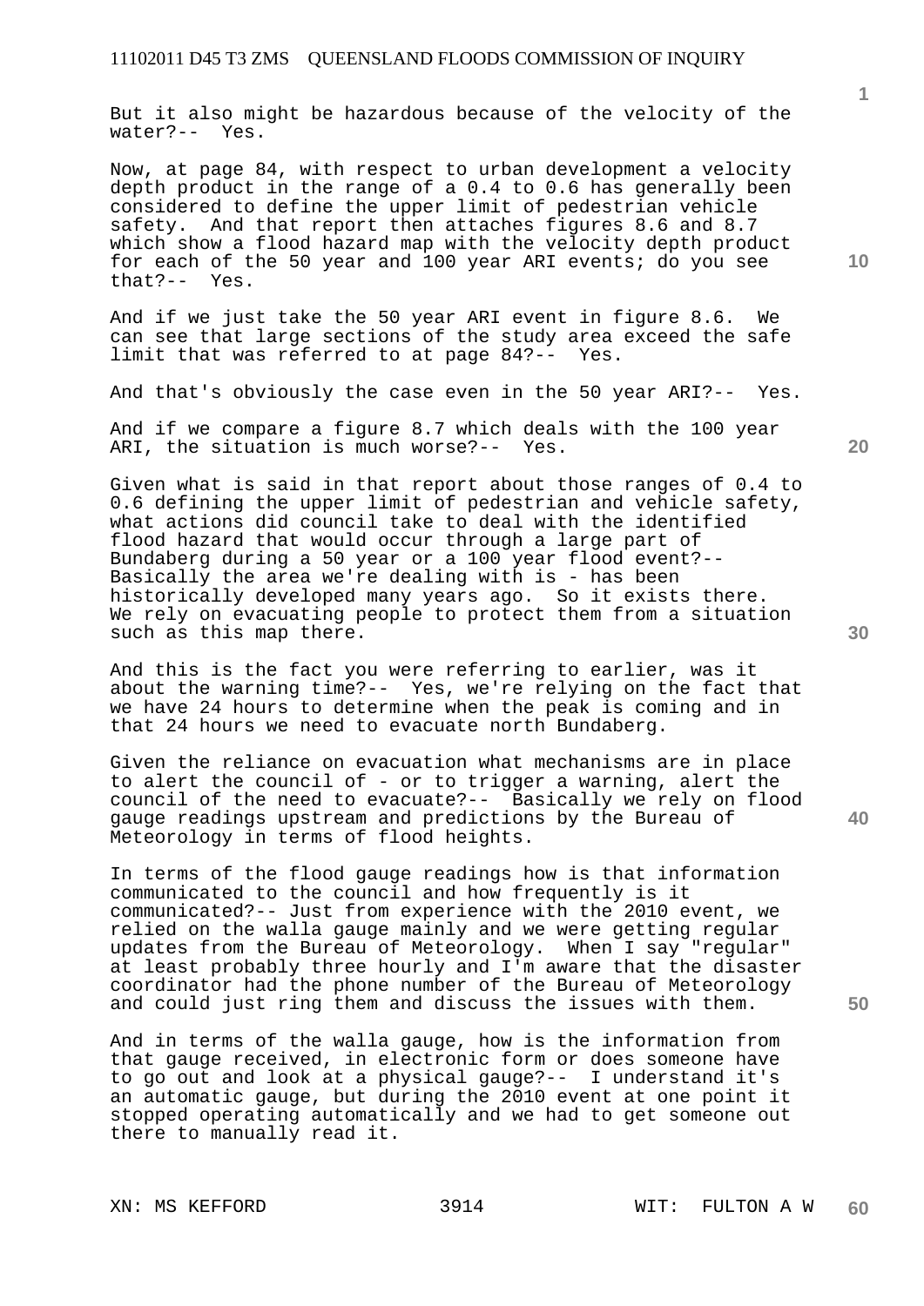But it also might be hazardous because of the velocity of the water?-- Yes.

Now, at page 84, with respect to urban development a velocity depth product in the range of a 0.4 to 0.6 has generally been considered to define the upper limit of pedestrian vehicle safety. And that report then attaches figures 8.6 and 8.7 which show a flood hazard map with the velocity depth product for each of the 50 year and 100 year ARI events; do you see that?-- Yes.

And if we just take the 50 year ARI event in figure 8.6. We can see that large sections of the study area exceed the safe limit that was referred to at page 84?-- Yes.

And that's obviously the case even in the 50 year ARI?-- Yes.

And if we compare a figure 8.7 which deals with the 100 year ARI, the situation is much worse?-- Yes.

Given what is said in that report about those ranges of 0.4 to 0.6 defining the upper limit of pedestrian and vehicle safety, what actions did council take to deal with the identified flood hazard that would occur through a large part of Bundaberg during a 50 year or a 100 year flood event?-- Basically the area we're dealing with is - has been historically developed many years ago. So it exists there. We rely on evacuating people to protect them from a situation such as this map there.

And this is the fact you were referring to earlier, was it about the warning time?-- Yes, we're relying on the fact that we have 24 hours to determine when the peak is coming and in that 24 hours we need to evacuate north Bundaberg.

Given the reliance on evacuation what mechanisms are in place to alert the council of - or to trigger a warning, alert the council of the need to evacuate?-- Basically we rely on flood gauge readings upstream and predictions by the Bureau of Meteorology in terms of flood heights.

In terms of the flood gauge readings how is that information communicated to the council and how frequently is it communicated?-- Just from experience with the 2010 event, we relied on the walla gauge mainly and we were getting regular updates from the Bureau of Meteorology. When I say "regular" at least probably three hourly and I'm aware that the disaster coordinator had the phone number of the Bureau of Meteorology and could just ring them and discuss the issues with them.

And in terms of the walla gauge, how is the information from that gauge received, in electronic form or does someone have to go out and look at a physical gauge?-- I understand it's an automatic gauge, but during the 2010 event at one point it stopped operating automatically and we had to get someone out there to manually read it.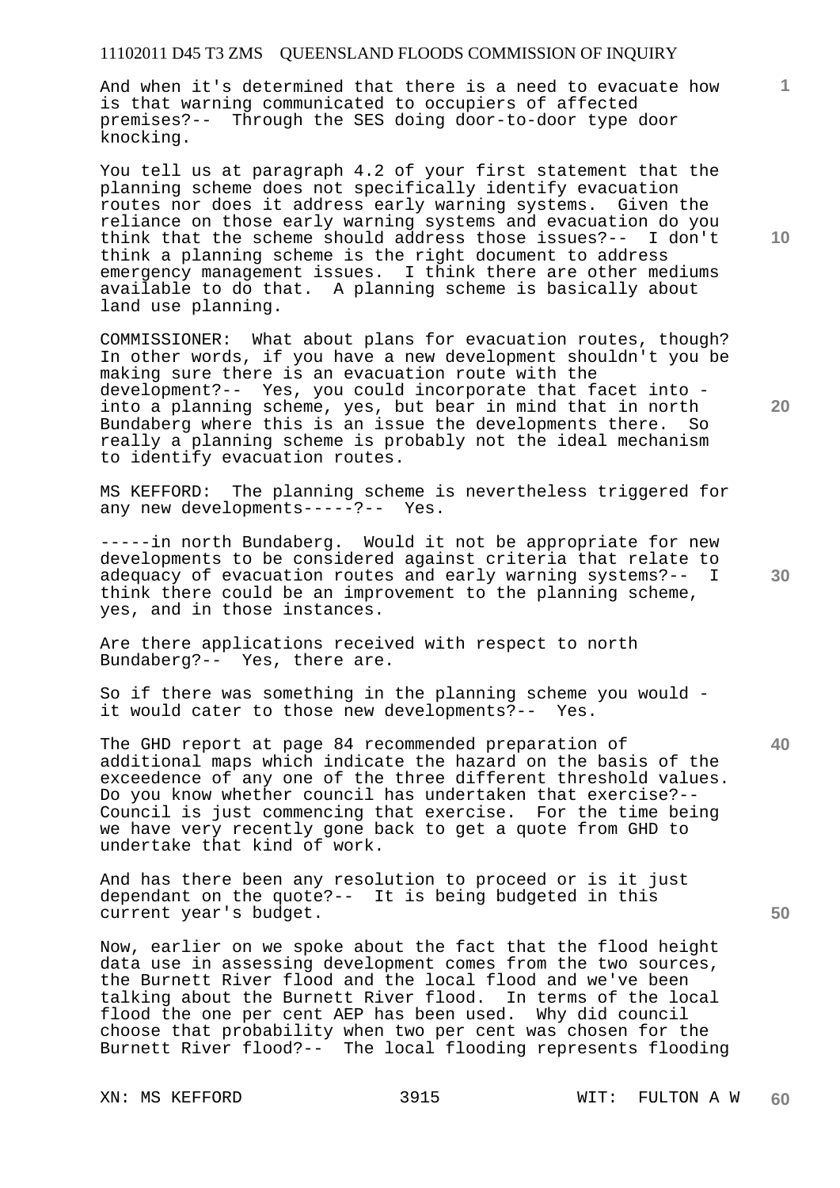And when it's determined that there is a need to evacuate how is that warning communicated to occupiers of affected premises?-- Through the SES doing door-to-door type door knocking.

You tell us at paragraph 4.2 of your first statement that the planning scheme does not specifically identify evacuation routes nor does it address early warning systems. Given the reliance on those early warning systems and evacuation do you think that the scheme should address those issues?-- I don't think a planning scheme is the right document to address emergency management issues. I think there are other mediums available to do that. A planning scheme is basically about land use planning.

COMMISSIONER: What about plans for evacuation routes, though? In other words, if you have a new development shouldn't you be making sure there is an evacuation route with the development?-- Yes, you could incorporate that facet into - into a planning scheme, yes, but bear in mind that in north Bundaberg where this is an issue the developments there. So really a planning scheme is probably not the ideal mechanism to identify evacuation routes.

MS KEFFORD: The planning scheme is nevertheless triggered for any new developments-----?-- Yes.

-----in north Bundaberg. Would it not be appropriate for new developments to be considered against criteria that relate to adequacy of evacuation routes and early warning systems?-- I think there could be an improvement to the planning scheme, yes, and in those instances.

Are there applications received with respect to north Bundaberg?-- Yes, there are.

So if there was something in the planning scheme you would - it would cater to those new developments?-- Yes.

The GHD report at page 84 recommended preparation of additional maps which indicate the hazard on the basis of the exceedence of any one of the three different threshold values. Do you know whether council has undertaken that exercise?-- Council is just commencing that exercise. For the time being we have very recently gone back to get a quote from GHD to undertake that kind of work.

And has there been any resolution to proceed or is it just dependant on the quote?-- It is being budgeted in this current year's budget.

Now, earlier on we spoke about the fact that the flood height data use in assessing development comes from the two sources, the Burnett River flood and the local flood and we've been talking about the Burnett River flood. In terms of the local flood the one per cent AEP has been used. Why did council choose that probability when two per cent was chosen for the Burnett River flood?-- The local flooding represents flooding

XN: MS KEFFORD WIT: FULTON A W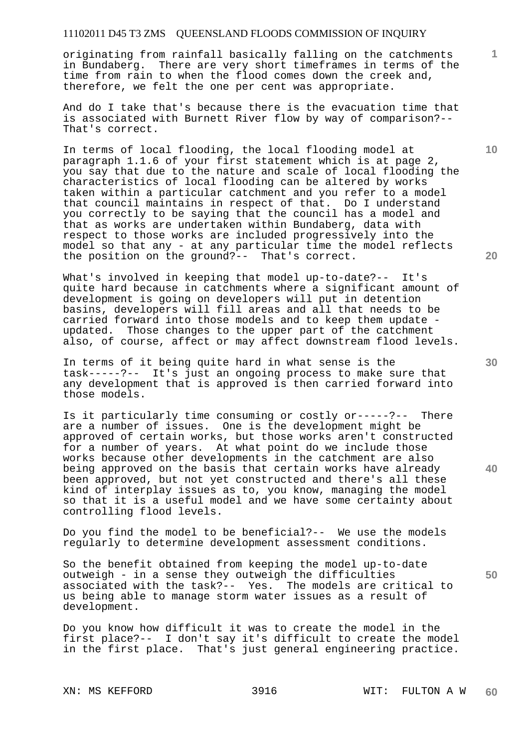originating from rainfall basically falling on the catchments in Bundaberg. There are very short timeframes in terms of the time from rain to when the flood comes down the creek and, therefore, we felt the one per cent was appropriate.

And do I take that's because there is the evacuation time that is associated with Burnett River flow by way of comparison?-- That's correct.

In terms of local flooding, the local flooding model at paragraph 1.1.6 of your first statement which is at page 2, you say that due to the nature and scale of local flooding the characteristics of local flooding can be altered by works taken within a particular catchment and you refer to a model that council maintains in respect of that. Do I understand you correctly to be saying that the council has a model and that as works are undertaken within Bundaberg, data with respect to those works are included progressively into the model so that any - at any particular time the model reflects the position on the ground?-- That's correct.

What's involved in keeping that model up-to-date?-- It's quite hard because in catchments where a significant amount of development is going on developers will put in detention basins, developers will fill areas and all that needs to be carried forward into those models and to keep them update - updated. Those changes to the upper part of the catchment also, of course, affect or may affect downstream flood levels.

In terms of it being quite hard in what sense is the task-----?-- It's just an ongoing process to make sure that any development that is approved is then carried forward into those models.

Is it particularly time consuming or costly or-----?-- There are a number of issues. One is the development might be approved of certain works, but those works aren't constructed for a number of years. At what point do we include those works because other developments in the catchment are also being approved on the basis that certain works have already been approved, but not yet constructed and there's all these kind of interplay issues as to, you know, managing the model so that it is a useful model and we have some certainty about controlling flood levels.

Do you find the model to be beneficial?-- We use the models regularly to determine development assessment conditions.

So the benefit obtained from keeping the model up-to-date outweigh - in a sense they outweigh the difficulties associated with the task?-- Yes. The models are critical to us being able to manage storm water issues as a result of development.

Do you know how difficult it was to create the model in the first place?-- I don't say it's difficult to create the model in the first place. That's just general engineering practice.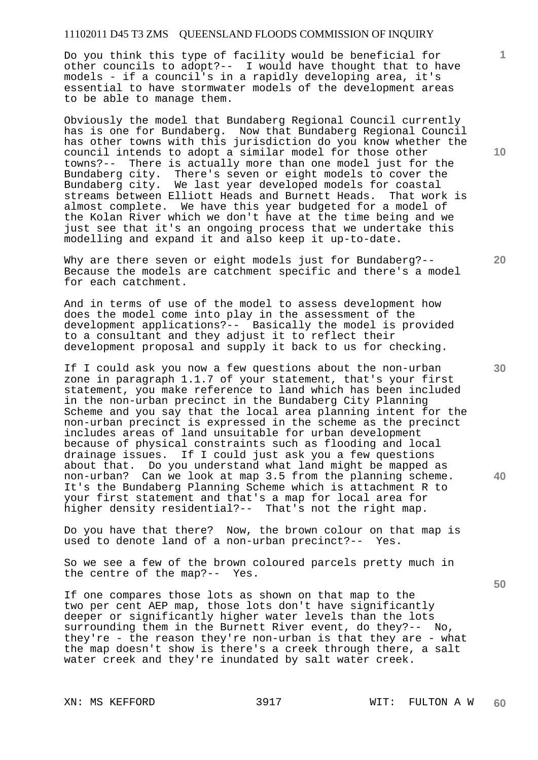Do you think this type of facility would be beneficial for other councils to adopt?-- I would have thought that to have models - if a council's in a rapidly developing area, it's essential to have stormwater models of the development areas to be able to manage them.

Obviously the model that Bundaberg Regional Council currently has is one for Bundaberg. Now that Bundaberg Regional Council has other towns with this jurisdiction do you know whether the council intends to adopt a similar model for those other towns?-- There is actually more than one model just for the Bundaberg city. There's seven or eight models to cover the Bundaberg city. We last year developed models for coastal streams between Elliott Heads and Burnett Heads. That work is almost complete. We have this year budgeted for a model of the Kolan River which we don't have at the time being and we just see that it's an ongoing process that we undertake this modelling and expand it and also keep it up-to-date.

Why are there seven or eight models just for Bundaberg?-- Because the models are catchment specific and there's a model for each catchment.

And in terms of use of the model to assess development how does the model come into play in the assessment of the development applications?-- Basically the model is provided to a consultant and they adjust it to reflect their development proposal and supply it back to us for checking.

If I could ask you now a few questions about the non-urban zone in paragraph 1.1.7 of your statement, that's your first statement, you make reference to land which has been included in the non-urban precinct in the Bundaberg City Planning Scheme and you say that the local area planning intent for the non-urban precinct is expressed in the scheme as the precinct includes areas of land unsuitable for urban development because of physical constraints such as flooding and local drainage issues. If I could just ask you a few questions about that. Do you understand what land might be mapped as non-urban? Can we look at map 3.5 from the planning scheme. It's the Bundaberg Planning Scheme which is attachment R to your first statement and that's a map for local area for higher density residential?-- That's not the right map.

Do you have that there? Now, the brown colour on that map is used to denote land of a non-urban precinct?-- Yes.

So we see a few of the brown coloured parcels pretty much in the centre of the map?-- Yes.

If one compares those lots as shown on that map to the two per cent AEP map, those lots don't have significantly deeper or significantly higher water levels than the lots surrounding them in the Burnett River event, do they?-- No, they're - the reason they're non-urban is that they are - what the map doesn't show is there's a creek through there, a salt water creek and they're inundated by salt water creek.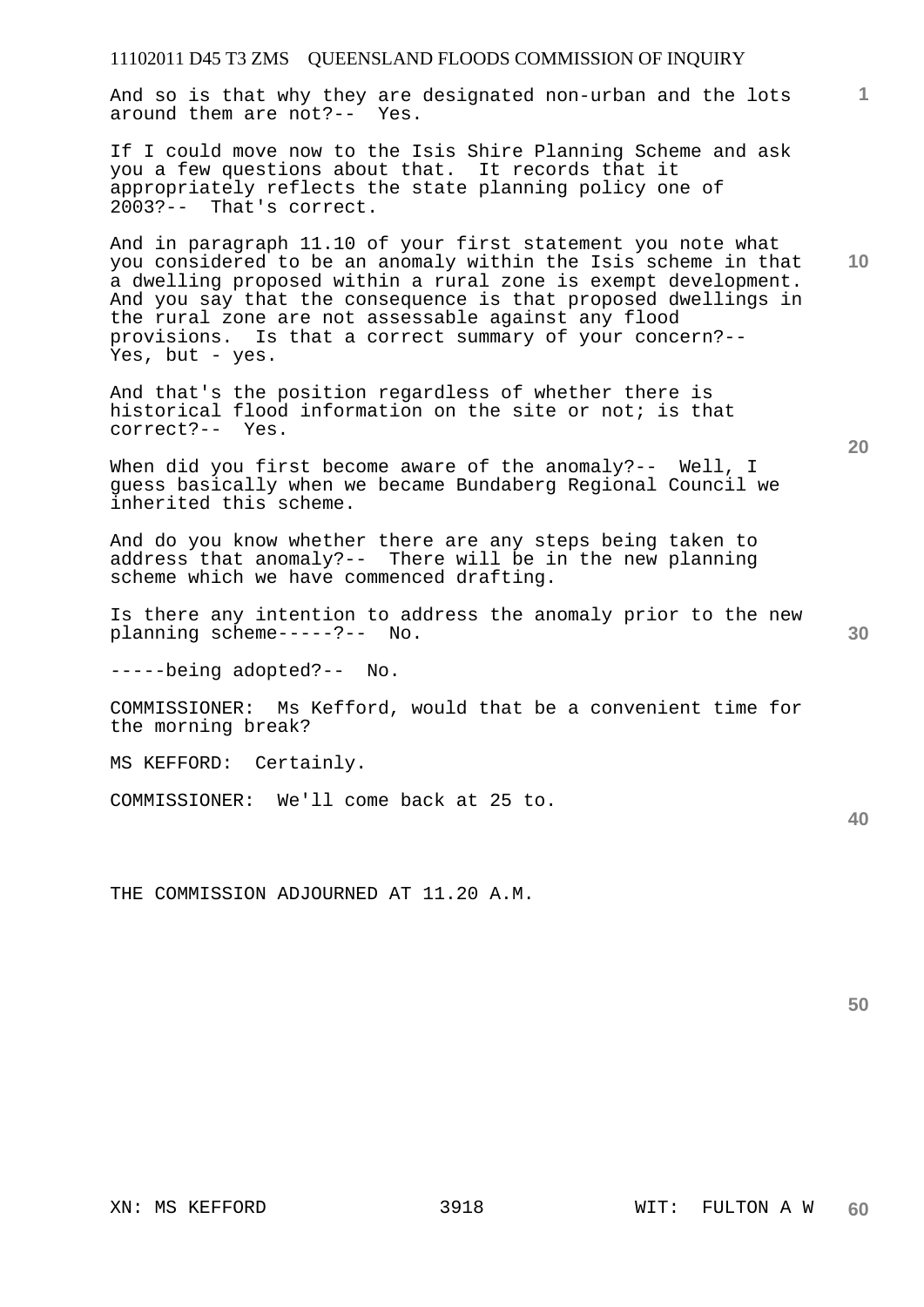And so is that why they are designated non-urban and the lots around them are not?-- Yes.

If I could move now to the Isis Shire Planning Scheme and ask you a few questions about that. It records that it appropriately reflects the state planning policy one of 2003?-- That's correct.

And in paragraph 11.10 of your first statement you note what you considered to be an anomaly within the Isis scheme in that a dwelling proposed within a rural zone is exempt development. And you say that the consequence is that proposed dwellings in the rural zone are not assessable against any flood provisions. Is that a correct summary of your concern?-- Yes, but - yes.

And that's the position regardless of whether there is historical flood information on the site or not; is that correct?-- Yes.

When did you first become aware of the anomaly?-- Well, I guess basically when we became Bundaberg Regional Council we inherited this scheme.

And do you know whether there are any steps being taken to address that anomaly?-- There will be in the new planning scheme which we have commenced drafting.

Is there any intention to address the anomaly prior to the new planning scheme-----?-- No.

-----being adopted?-- No.

COMMISSIONER: Ms Kefford, would that be a convenient time for the morning break?

MS KEFFORD: Certainly.

COMMISSIONER: We'll come back at 25 to.

THE COMMISSION ADJOURNED AT 11.20 A.M.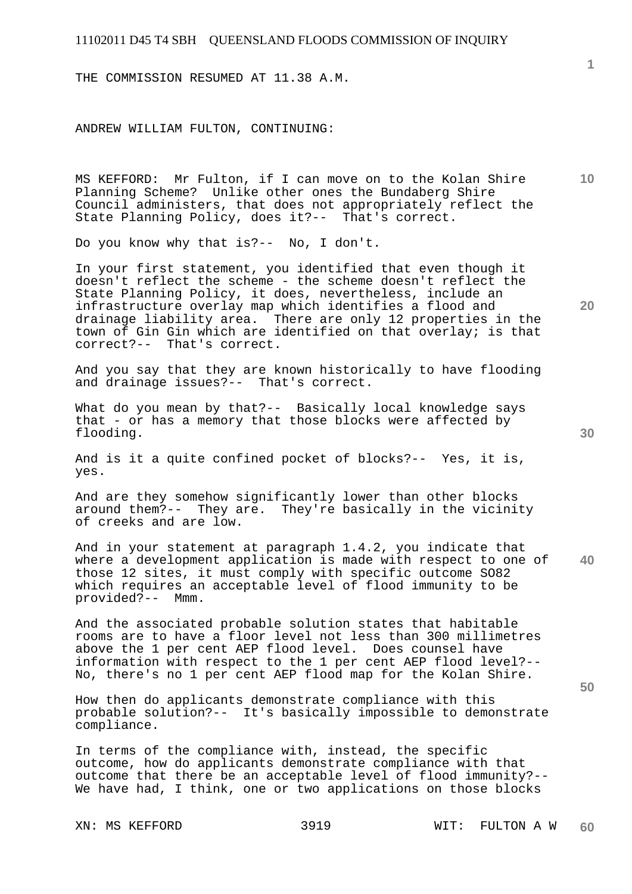THE COMMISSION RESUMED AT 11.38 A.M.

ANDREW WILLIAM FULTON, CONTINUING:

MS KEFFORD: Mr Fulton, if I can move on to the Kolan Shire Planning Scheme? Unlike other ones the Bundaberg Shire Council administers, that does not appropriately reflect the State Planning Policy, does it?-- That's correct.

Do you know why that is?-- No, I don't.

In your first statement, you identified that even though it doesn't reflect the scheme - the scheme doesn't reflect the State Planning Policy, it does, nevertheless, include an infrastructure overlay map which identifies a flood and drainage liability area. There are only 12 properties in the town of Gin Gin which are identified on that overlay; is that correct?-- That's correct.

And you say that they are known historically to have flooding and drainage issues?-- That's correct.

What do you mean by that?-- Basically local knowledge says that - or has a memory that those blocks were affected by flooding.

And is it a quite confined pocket of blocks?-- Yes, it is, yes.

And are they somehow significantly lower than other blocks around them?-- They are. They're basically in the vicinity of creeks and are low.

And in your statement at paragraph 1.4.2, you indicate that where a development application is made with respect to one of those 12 sites, it must comply with specific outcome SO82 which requires an acceptable level of flood immunity to be provided?-- Mmm.

And the associated probable solution states that habitable rooms are to have a floor level not less than 300 millimetres above the 1 per cent AEP flood level. Does counsel have information with respect to the 1 per cent AEP flood level?-- No, there's no 1 per cent AEP flood map for the Kolan Shire.

How then do applicants demonstrate compliance with this probable solution?-- It's basically impossible to demonstrate compliance.

In terms of the compliance with, instead, the specific outcome, how do applicants demonstrate compliance with that outcome that there be an acceptable level of flood immunity?-- We have had, I think, one or two applications on those blocks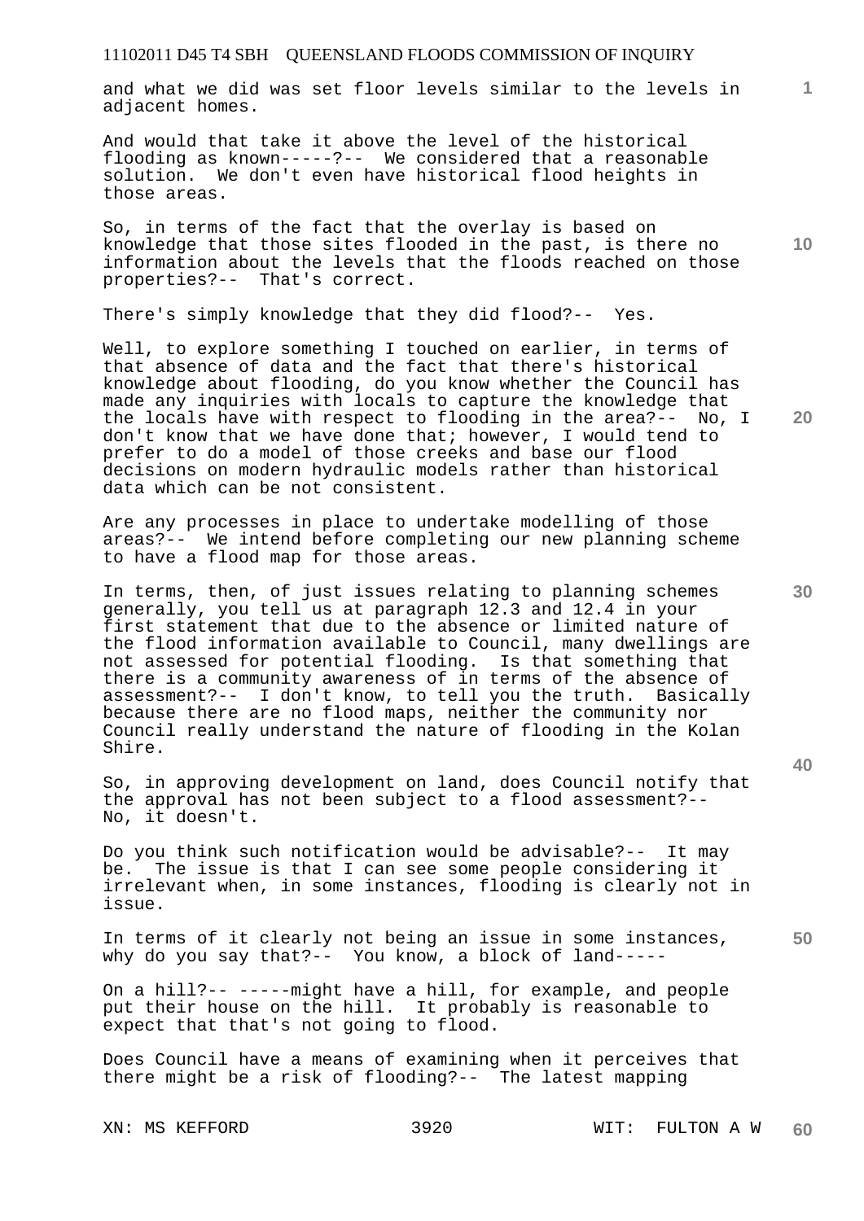and what we did was set floor levels similar to the levels in adjacent homes.

And would that take it above the level of the historical flooding as known-----?-- We considered that a reasonable solution. We don't even have historical flood heights in those areas.

So, in terms of the fact that the overlay is based on knowledge that those sites flooded in the past, is there no information about the levels that the floods reached on those properties?-- That's correct.

There's simply knowledge that they did flood?-- Yes.

Well, to explore something I touched on earlier, in terms of that absence of data and the fact that there's historical knowledge about flooding, do you know whether the Council has made any inquiries with locals to capture the knowledge that the locals have with respect to flooding in the area?-- No, I don't know that we have done that; however, I would tend to prefer to do a model of those creeks and base our flood decisions on modern hydraulic models rather than historical data which can be not consistent.

Are any processes in place to undertake modelling of those areas?-- We intend before completing our new planning scheme to have a flood map for those areas.

In terms, then, of just issues relating to planning schemes generally, you tell us at paragraph 12.3 and 12.4 in your first statement that due to the absence or limited nature of the flood information available to Council, many dwellings are not assessed for potential flooding. Is that something that there is a community awareness of in terms of the absence of assessment?-- I don't know, to tell you the truth. Basically because there are no flood maps, neither the community nor Council really understand the nature of flooding in the Kolan Shire.

So, in approving development on land, does Council notify that the approval has not been subject to a flood assessment?-- No, it doesn't.

Do you think such notification would be advisable?-- It may be. The issue is that I can see some people considering it irrelevant when, in some instances, flooding is clearly not in issue.

In terms of it clearly not being an issue in some instances, why do you say that?-- You know, a block of land-----

On a hill?-- -----might have a hill, for example, and people put their house on the hill. It probably is reasonable to expect that that's not going to flood.

Does Council have a means of examining when it perceives that there might be a risk of flooding?-- The latest mapping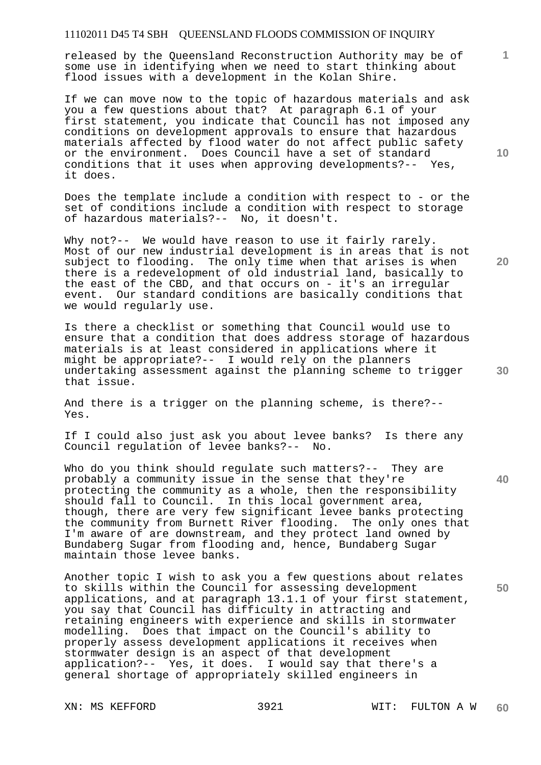released by the Queensland Reconstruction Authority may be of some use in identifying when we need to start thinking about flood issues with a development in the Kolan Shire.

If we can move now to the topic of hazardous materials and ask you a few questions about that? At paragraph 6.1 of your first statement, you indicate that Council has not imposed any conditions on development approvals to ensure that hazardous materials affected by flood water do not affect public safety or the environment. Does Council have a set of standard conditions that it uses when approving developments?-- Yes, it does.

Does the template include a condition with respect to - or the set of conditions include a condition with respect to storage of hazardous materials?-- No, it doesn't.

Why not?-- We would have reason to use it fairly rarely. Most of our new industrial development is in areas that is not subject to flooding. The only time when that arises is when there is a redevelopment of old industrial land, basically to the east of the CBD, and that occurs on - it's an irregular event. Our standard conditions are basically conditions that we would regularly use.

Is there a checklist or something that Council would use to ensure that a condition that does address storage of hazardous materials is at least considered in applications where it might be appropriate?-- I would rely on the planners undertaking assessment against the planning scheme to trigger that issue.

And there is a trigger on the planning scheme, is there?-- Yes.

If I could also just ask you about levee banks? Is there any Council regulation of levee banks?-- No.

Who do you think should regulate such matters?-- They are probably a community issue in the sense that they're protecting the community as a whole, then the responsibility should fall to Council. In this local government area, though, there are very few significant levee banks protecting the community from Burnett River flooding. The only ones that I'm aware of are downstream, and they protect land owned by Bundaberg Sugar from flooding and, hence, Bundaberg Sugar maintain those levee banks.

Another topic I wish to ask you a few questions about relates to skills within the Council for assessing development applications, and at paragraph 13.1.1 of your first statement, you say that Council has difficulty in attracting and retaining engineers with experience and skills in stormwater modelling. Does that impact on the Council's ability to properly assess development applications it receives when stormwater design is an aspect of that development application?-- Yes, it does. I would say that there's a general shortage of appropriately skilled engineers in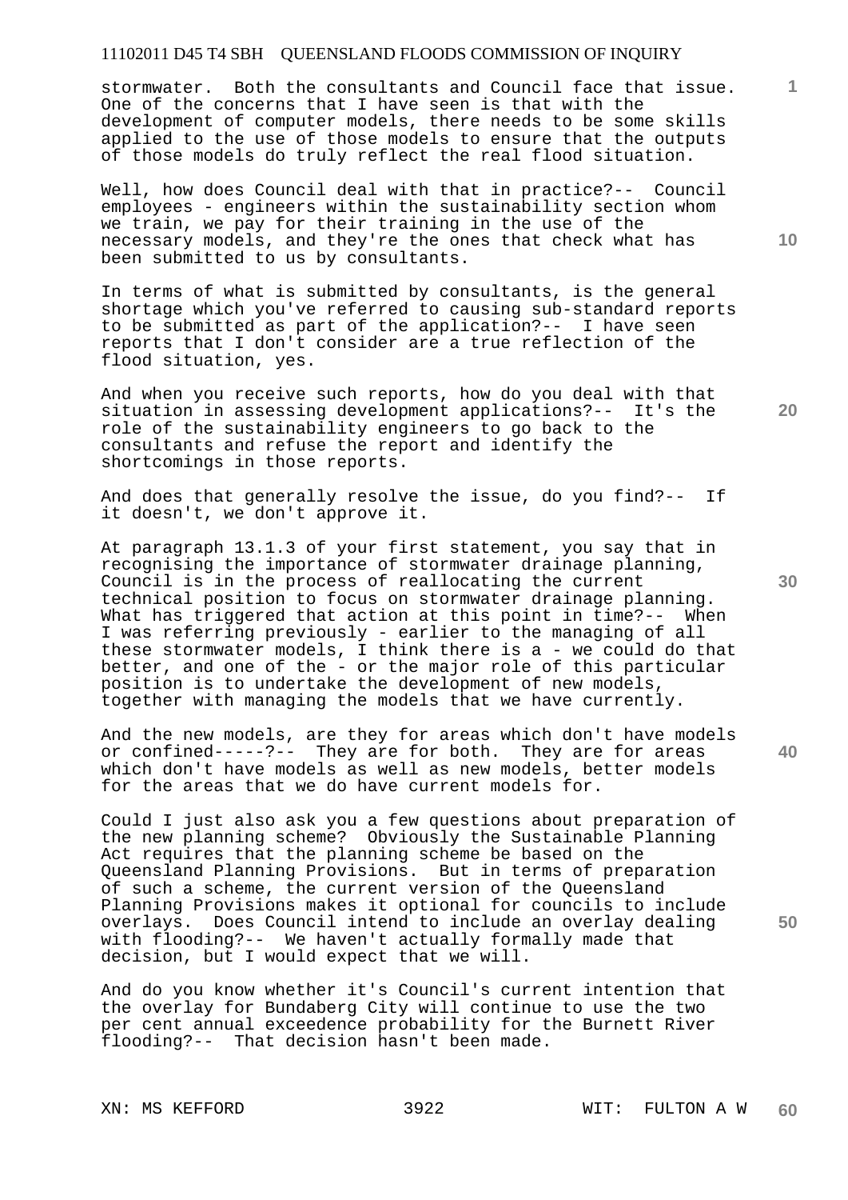stormwater. Both the consultants and Council face that issue. One of the concerns that I have seen is that with the development of computer models, there needs to be some skills applied to the use of those models to ensure that the outputs of those models do truly reflect the real flood situation.

Well, how does Council deal with that in practice?-- Council employees - engineers within the sustainability section whom we train, we pay for their training in the use of the necessary models, and they're the ones that check what has been submitted to us by consultants.

In terms of what is submitted by consultants, is the general shortage which you've referred to causing sub-standard reports to be submitted as part of the application?-- I have seen reports that I don't consider are a true reflection of the flood situation, yes.

And when you receive such reports, how do you deal with that situation in assessing development applications?-- It's the role of the sustainability engineers to go back to the consultants and refuse the report and identify the shortcomings in those reports.

And does that generally resolve the issue, do you find?-- If it doesn't, we don't approve it.

At paragraph 13.1.3 of your first statement, you say that in recognising the importance of stormwater drainage planning, Council is in the process of reallocating the current technical position to focus on stormwater drainage planning. What has triggered that action at this point in time?-- When I was referring previously - earlier to the managing of all these stormwater models, I think there is a - we could do that better, and one of the - or the major role of this particular position is to undertake the development of new models, together with managing the models that we have currently.

And the new models, are they for areas which don't have models or confined-----?-- They are for both. They are for areas which don't have models as well as new models, better models for the areas that we do have current models for.

Could I just also ask you a few questions about preparation of the new planning scheme? Obviously the Sustainable Planning Act requires that the planning scheme be based on the Queensland Planning Provisions. But in terms of preparation of such a scheme, the current version of the Queensland Planning Provisions makes it optional for councils to include overlays. Does Council intend to include an overlay dealing with flooding?-- We haven't actually formally made that decision, but I would expect that we will.

And do you know whether it's Council's current intention that the overlay for Bundaberg City will continue to use the two per cent annual exceedence probability for the Burnett River flooding?-- That decision hasn't been made.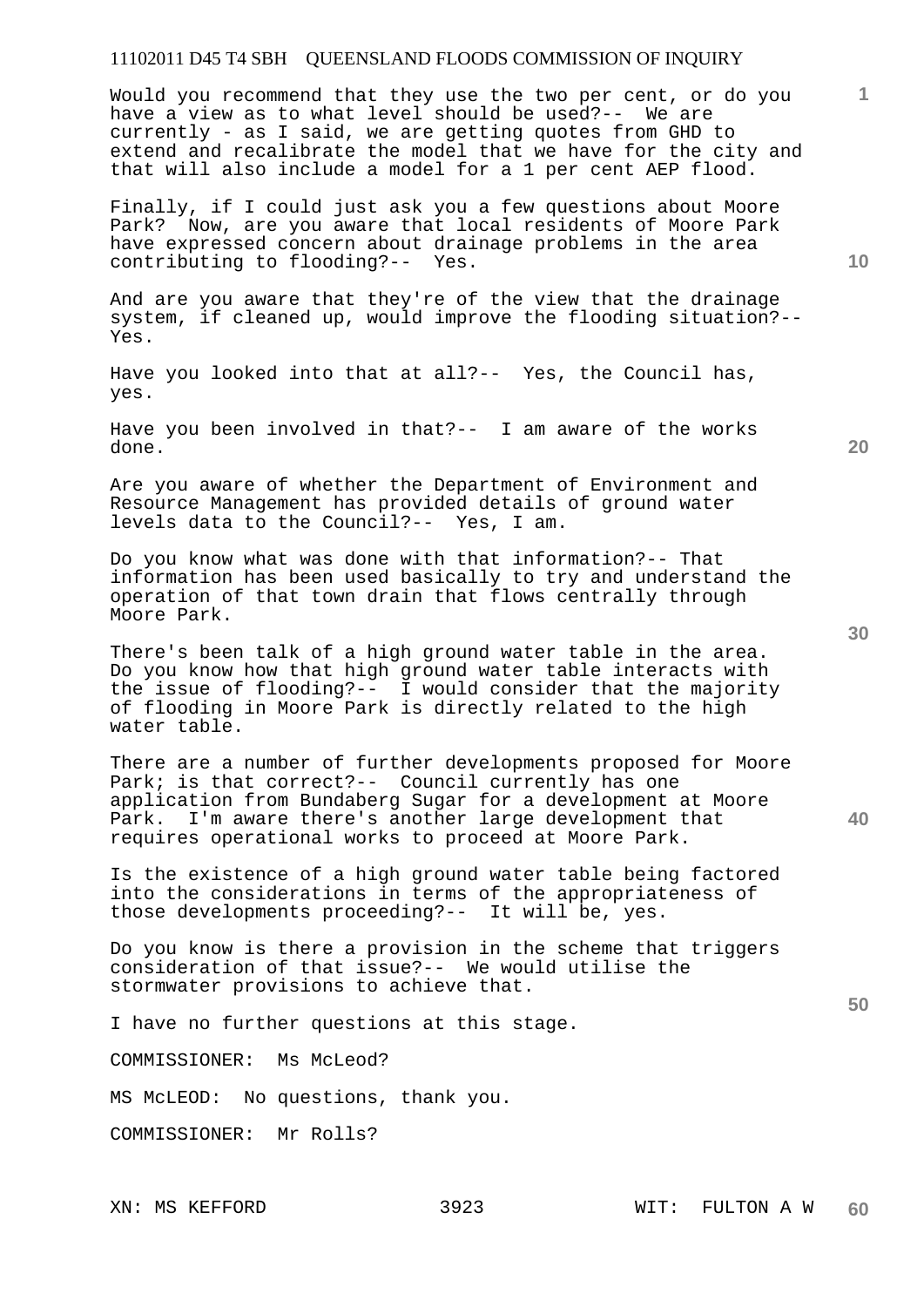Would you recommend that they use the two per cent, or do you have a view as to what level should be used?-- We are currently - as I said, we are getting quotes from GHD to extend and recalibrate the model that we have for the city and that will also include a model for a 1 per cent AEP flood.

Finally, if I could just ask you a few questions about Moore Park? Now, are you aware that local residents of Moore Park have expressed concern about drainage problems in the area contributing to flooding?-- Yes.

And are you aware that they're of the view that the drainage system, if cleaned up, would improve the flooding situation?-- Yes.

Have you looked into that at all?-- Yes, the Council has, yes.

Have you been involved in that?-- I am aware of the works done.

Are you aware of whether the Department of Environment and Resource Management has provided details of ground water levels data to the Council?-- Yes, I am.

Do you know what was done with that information?-- That information has been used basically to try and understand the operation of that town drain that flows centrally through Moore Park.

There's been talk of a high ground water table in the area. Do you know how that high ground water table interacts with the issue of flooding?-- I would consider that the majority of flooding in Moore Park is directly related to the high water table.

There are a number of further developments proposed for Moore Park; is that correct?-- Council currently has one application from Bundaberg Sugar for a development at Moore Park. I'm aware there's another large development that requires operational works to proceed at Moore Park.

Is the existence of a high ground water table being factored into the considerations in terms of the appropriateness of those developments proceeding?-- It will be, yes.

Do you know is there a provision in the scheme that triggers consideration of that issue?-- We would utilise the stormwater provisions to achieve that.

I have no further questions at this stage.

COMMISSIONER: Ms McLeod?

MS McLEOD: No questions, thank you.

COMMISSIONER: Mr Rolls?

XN: MS KEFFORD WIT: FULTON A W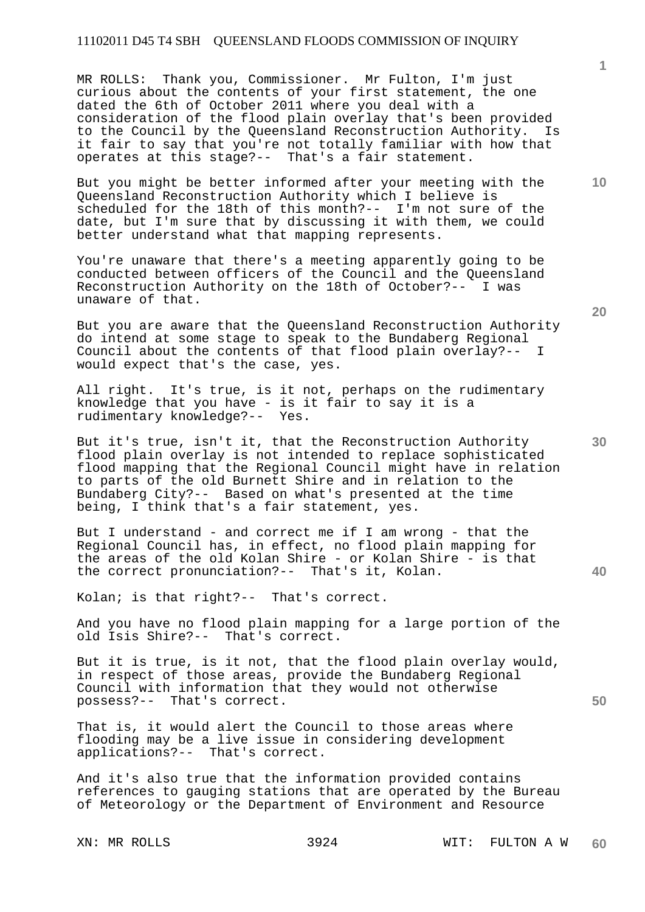MR ROLLS: Thank you, Commissioner. Mr Fulton, I'm just curious about the contents of your first statement, the one dated the 6th of October 2011 where you deal with a consideration of the flood plain overlay that's been provided to the Council by the Queensland Reconstruction Authority. Is it fair to say that you're not totally familiar with how that operates at this stage?-- That's a fair statement.

But you might be better informed after your meeting with the Queensland Reconstruction Authority which I believe is scheduled for the 18th of this month?-- I'm not sure of the date, but I'm sure that by discussing it with them, we could better understand what that mapping represents.

You're unaware that there's a meeting apparently going to be conducted between officers of the Council and the Queensland Reconstruction Authority on the 18th of October?-- I was unaware of that.

But you are aware that the Queensland Reconstruction Authority do intend at some stage to speak to the Bundaberg Regional Council about the contents of that flood plain overlay?-- I would expect that's the case, yes.

All right. It's true, is it not, perhaps on the rudimentary knowledge that you have - is it fair to say it is a rudimentary knowledge?-- Yes.

But it's true, isn't it, that the Reconstruction Authority flood plain overlay is not intended to replace sophisticated flood mapping that the Regional Council might have in relation to parts of the old Burnett Shire and in relation to the Bundaberg City?-- Based on what's presented at the time being, I think that's a fair statement, yes.

But I understand - and correct me if I am wrong - that the Regional Council has, in effect, no flood plain mapping for the areas of the old Kolan Shire - or Kolan Shire - is that the correct pronunciation?-- That's it, Kolan.

Kolan; is that right?-- That's correct.

And you have no flood plain mapping for a large portion of the old Isis Shire?-- That's correct.

But it is true, is it not, that the flood plain overlay would, in respect of those areas, provide the Bundaberg Regional Council with information that they would not otherwise possess?-- That's correct.

That is, it would alert the Council to those areas where flooding may be a live issue in considering development applications?-- That's correct.

And it's also true that the information provided contains references to gauging stations that are operated by the Bureau of Meteorology or the Department of Environment and Resource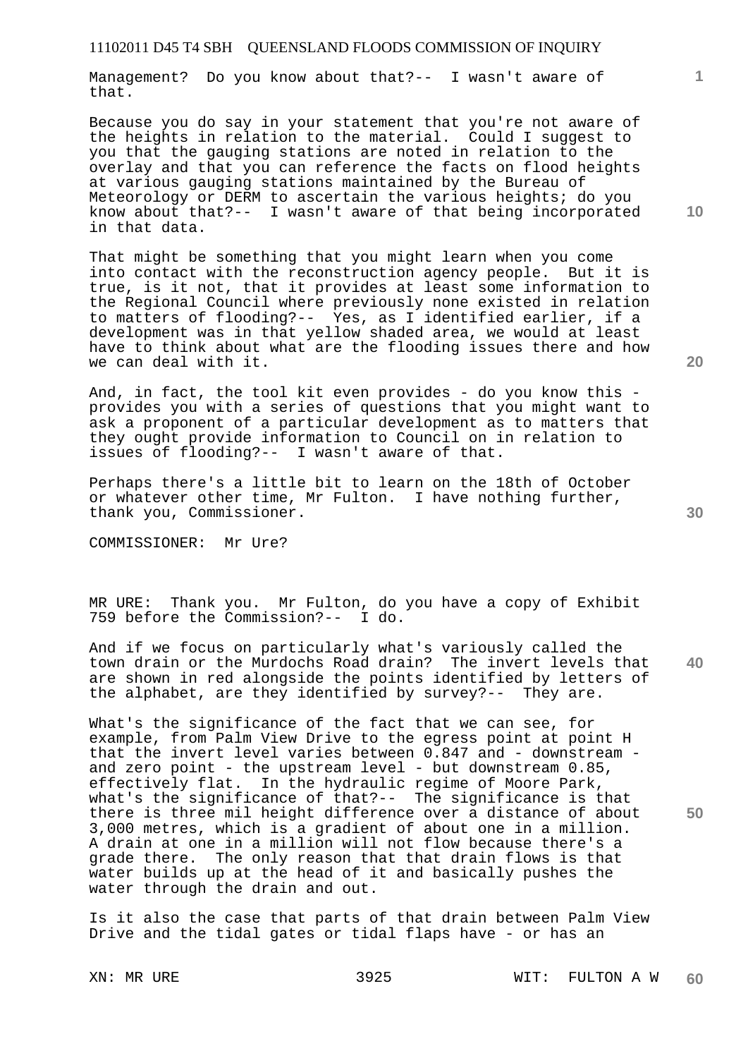Management? Do you know about that?-- I wasn't aware of that.

Because you do say in your statement that you're not aware of the heights in relation to the material. Could I suggest to you that the gauging stations are noted in relation to the overlay and that you can reference the facts on flood heights at various gauging stations maintained by the Bureau of Meteorology or DERM to ascertain the various heights; do you know about that?-- I wasn't aware of that being incorporated in that data.

That might be something that you might learn when you come into contact with the reconstruction agency people. But it is true, is it not, that it provides at least some information to the Regional Council where previously none existed in relation to matters of flooding?-- Yes, as I identified earlier, if a development was in that yellow shaded area, we would at least have to think about what are the flooding issues there and how we can deal with it.

And, in fact, the tool kit even provides - do you know this - provides you with a series of questions that you might want to ask a proponent of a particular development as to matters that they ought provide information to Council on in relation to issues of flooding?-- I wasn't aware of that.

Perhaps there's a little bit to learn on the 18th of October or whatever other time, Mr Fulton. I have nothing further, thank you, Commissioner.

COMMISSIONER: Mr Ure?

MR URE: Thank you. Mr Fulton, do you have a copy of Exhibit 759 before the Commission?-- I do.

And if we focus on particularly what's variously called the town drain or the Murdochs Road drain? The invert levels that are shown in red alongside the points identified by letters of the alphabet, are they identified by survey?-- They are.

What's the significance of the fact that we can see, for example, from Palm View Drive to the egress point at point H that the invert level varies between 0.847 and - downstream - and zero point - the upstream level - but downstream 0.85, effectively flat. In the hydraulic regime of Moore Park, what's the significance of that?-- The significance is that there is three mil height difference over a distance of about 3,000 metres, which is a gradient of about one in a million. A drain at one in a million will not flow because there's a grade there. The only reason that that drain flows is that water builds up at the head of it and basically pushes the water through the drain and out.

Is it also the case that parts of that drain between Palm View Drive and the tidal gates or tidal flaps have - or has an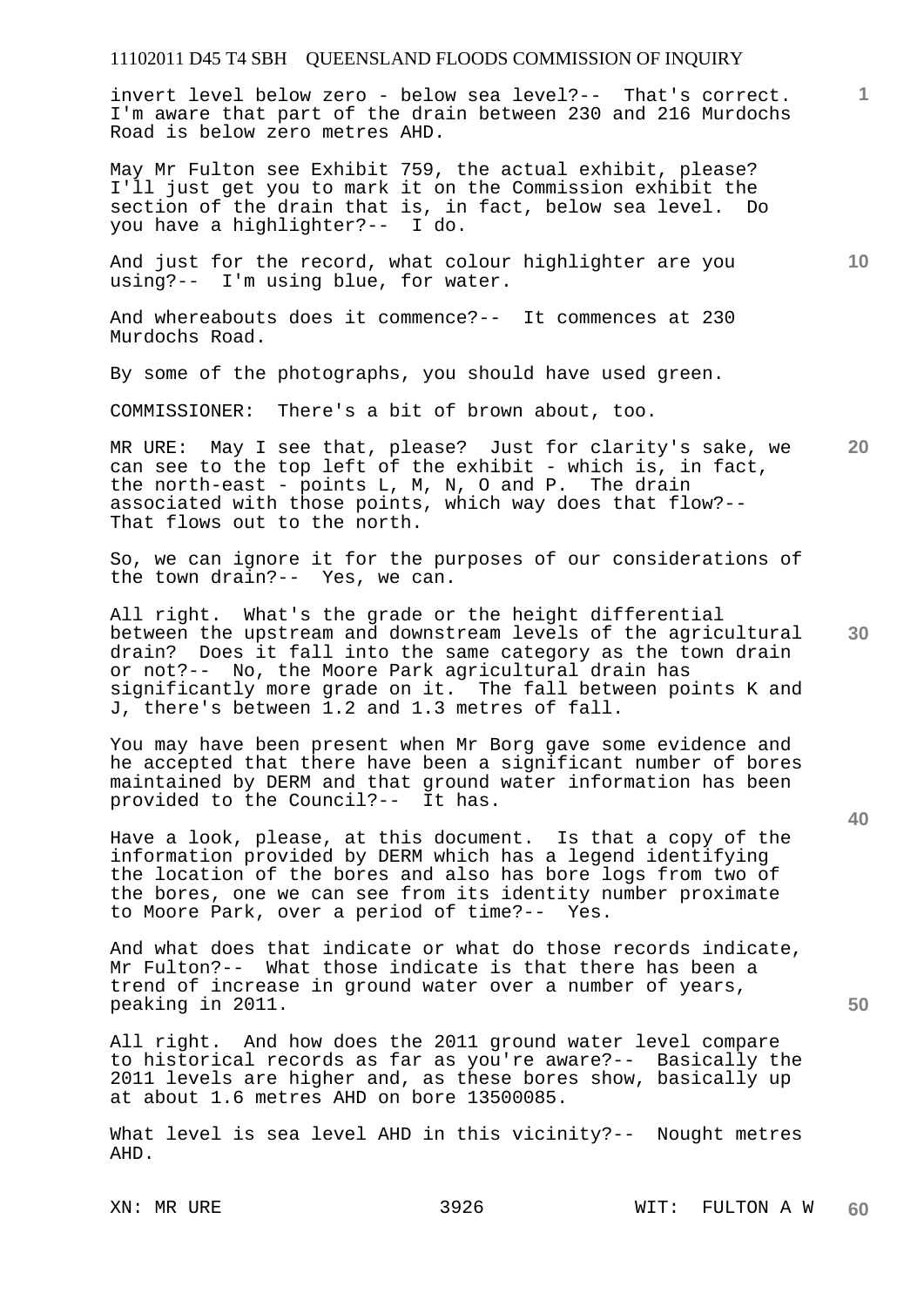invert level below zero - below sea level?-- That's correct. I'm aware that part of the drain between 230 and 216 Murdochs Road is below zero metres AHD.

May Mr Fulton see Exhibit 759, the actual exhibit, please? I'll just get you to mark it on the Commission exhibit the section of the drain that is, in fact, below sea level. Do you have a highlighter?-- I do.

And just for the record, what colour highlighter are you using?-- I'm using blue, for water.

And whereabouts does it commence?-- It commences at 230 Murdochs Road.

By some of the photographs, you should have used green.

COMMISSIONER: There's a bit of brown about, too.

MR URE: May I see that, please? Just for clarity's sake, we can see to the top left of the exhibit - which is, in fact, the north-east - points L, M, N, O and P. The drain associated with those points, which way does that flow?-- That flows out to the north.

So, we can ignore it for the purposes of our considerations of the town drain?-- Yes, we can.

All right. What's the grade or the height differential between the upstream and downstream levels of the agricultural drain? Does it fall into the same category as the town drain or not?-- No, the Moore Park agricultural drain has significantly more grade on it. The fall between points K and J, there's between 1.2 and 1.3 metres of fall.

You may have been present when Mr Borg gave some evidence and he accepted that there have been a significant number of bores maintained by DERM and that ground water information has been provided to the Council?-- It has.

Have a look, please, at this document. Is that a copy of the information provided by DERM which has a legend identifying the location of the bores and also has bore logs from two of the bores, one we can see from its identity number proximate to Moore Park, over a period of time?-- Yes.

And what does that indicate or what do those records indicate, Mr Fulton?-- What those indicate is that there has been a trend of increase in ground water over a number of years, peaking in 2011.

All right. And how does the 2011 ground water level compare to historical records as far as you're aware?-- Basically the 2011 levels are higher and, as these bores show, basically up at about 1.6 metres AHD on bore 13500085.

What level is sea level AHD in this vicinity?-- Nought metres AHD.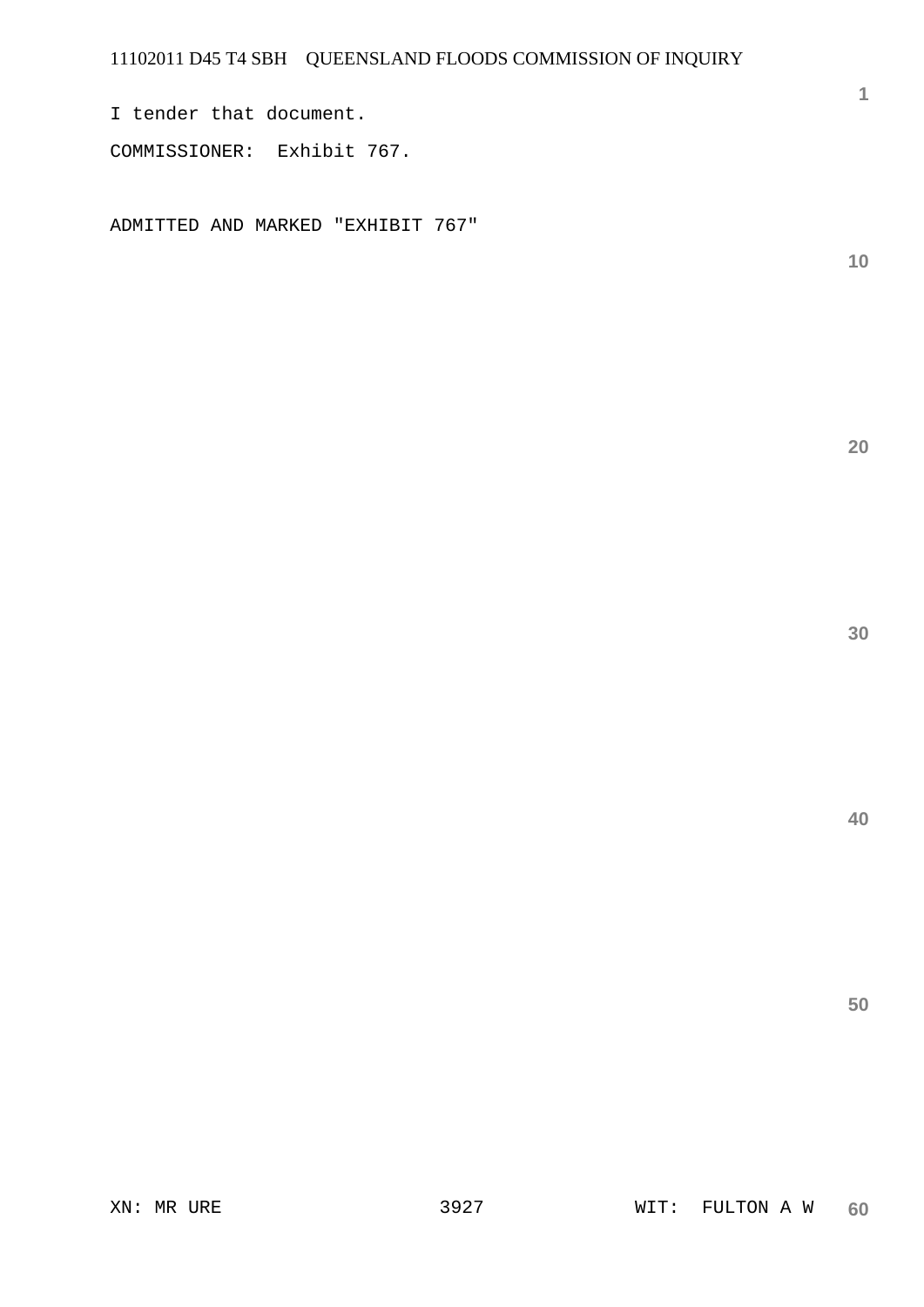I tender that document.

COMMISSIONER: Exhibit 767.

ADMITTED AND MARKED "EXHIBIT 767"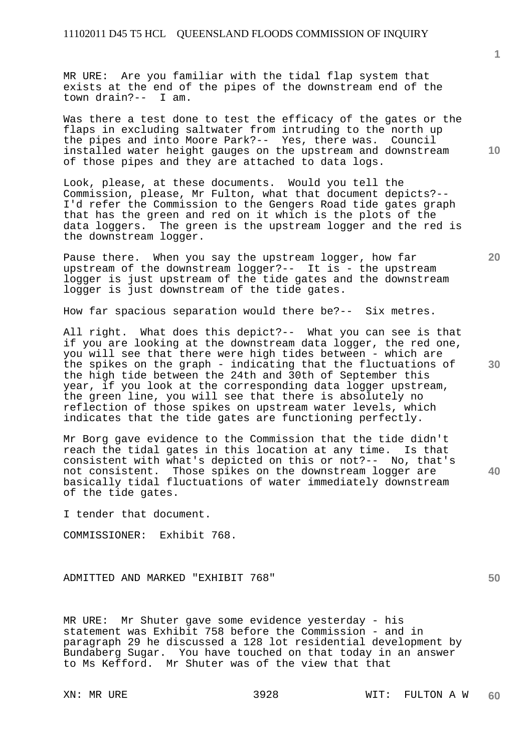MR URE: Are you familiar with the tidal flap system that exists at the end of the pipes of the downstream end of the town drain?-- I am.

Was there a test done to test the efficacy of the gates or the flaps in excluding saltwater from intruding to the north up the pipes and into Moore Park?-- Yes, there was. Council installed water height gauges on the upstream and downstream of those pipes and they are attached to data logs.

Look, please, at these documents. Would you tell the Commission, please, Mr Fulton, what that document depicts?-- I'd refer the Commission to the Gengers Road tide gates graph that has the green and red on it which is the plots of the data loggers. The green is the upstream logger and the red is the downstream logger.

Pause there. When you say the upstream logger, how far upstream of the downstream logger?-- It is - the upstream logger is just upstream of the tide gates and the downstream logger is just downstream of the tide gates.

How far spacious separation would there be?-- Six metres.

All right. What does this depict?-- What you can see is that if you are looking at the downstream data logger, the red one, you will see that there were high tides between - which are the spikes on the graph - indicating that the fluctuations of the high tide between the 24th and 30th of September this year, if you look at the corresponding data logger upstream, the green line, you will see that there is absolutely no reflection of those spikes on upstream water levels, which indicates that the tide gates are functioning perfectly.

Mr Borg gave evidence to the Commission that the tide didn't reach the tidal gates in this location at any time. Is that consistent with what's depicted on this or not?-- No, that's not consistent. Those spikes on the downstream logger are basically tidal fluctuations of water immediately downstream of the tide gates.

I tender that document.

COMMISSIONER: Exhibit 768.

ADMITTED AND MARKED "EXHIBIT 768"

MR URE: Mr Shuter gave some evidence yesterday - his statement was Exhibit 758 before the Commission - and in paragraph 29 he discussed a 128 lot residential development by Bundaberg Sugar. You have touched on that today in an answer to Ms Kefford. Mr Shuter was of the view that that

XN: MR URE WIT: FULTON A W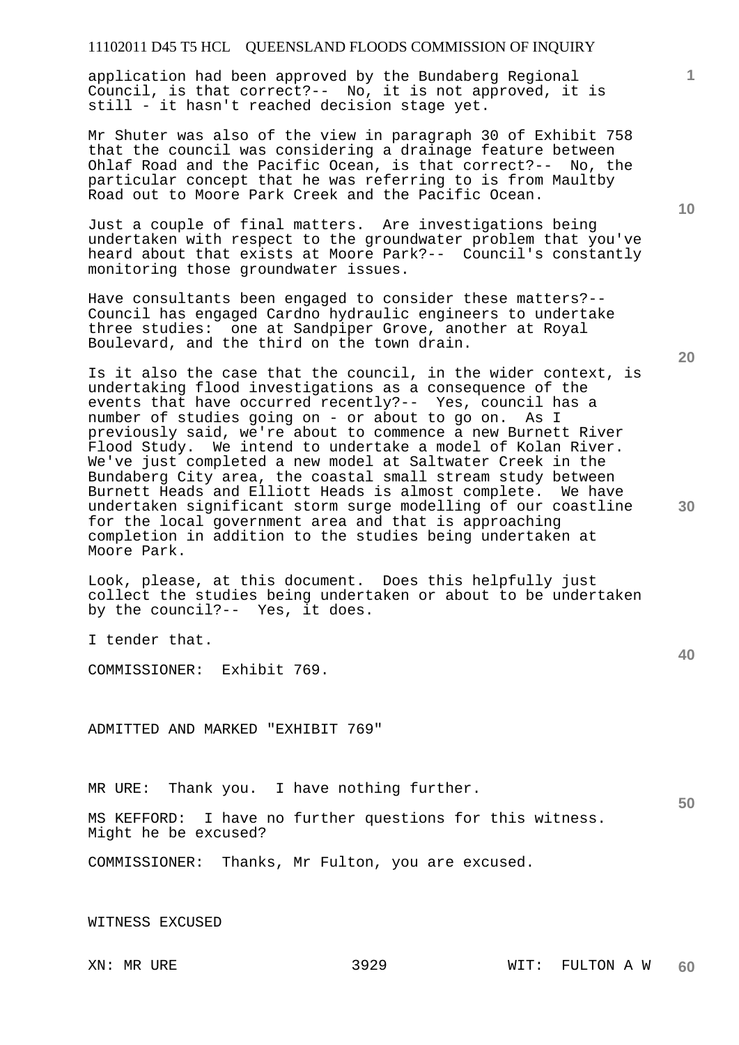application had been approved by the Bundaberg Regional Council, is that correct?-- No, it is not approved, it is still - it hasn't reached decision stage yet.

Mr Shuter was also of the view in paragraph 30 of Exhibit 758 that the council was considering a drainage feature between Ohlaf Road and the Pacific Ocean, is that correct?-- No, the particular concept that he was referring to is from Maultby Road out to Moore Park Creek and the Pacific Ocean.

Just a couple of final matters. Are investigations being undertaken with respect to the groundwater problem that you've heard about that exists at Moore Park?-- Council's constantly monitoring those groundwater issues.

Have consultants been engaged to consider these matters?-- Council has engaged Cardno hydraulic engineers to undertake three studies: one at Sandpiper Grove, another at Royal Boulevard, and the third on the town drain.

Is it also the case that the council, in the wider context, is undertaking flood investigations as a consequence of the events that have occurred recently?-- Yes, council has a number of studies going on - or about to go on. As I previously said, we're about to commence a new Burnett River Flood Study. We intend to undertake a model of Kolan River. We've just completed a new model at Saltwater Creek in the Bundaberg City area, the coastal small stream study between Burnett Heads and Elliott Heads is almost complete. We have undertaken significant storm surge modelling of our coastline for the local government area and that is approaching completion in addition to the studies being undertaken at Moore Park.

Look, please, at this document. Does this helpfully just collect the studies being undertaken or about to be undertaken by the council?-- Yes, it does.

I tender that.

COMMISSIONER: Exhibit 769.

ADMITTED AND MARKED "EXHIBIT 769"

MR URE: Thank you. I have nothing further.

MS KEFFORD: I have no further questions for this witness. Might he be excused?

COMMISSIONER: Thanks, Mr Fulton, you are excused.

WITNESS EXCUSED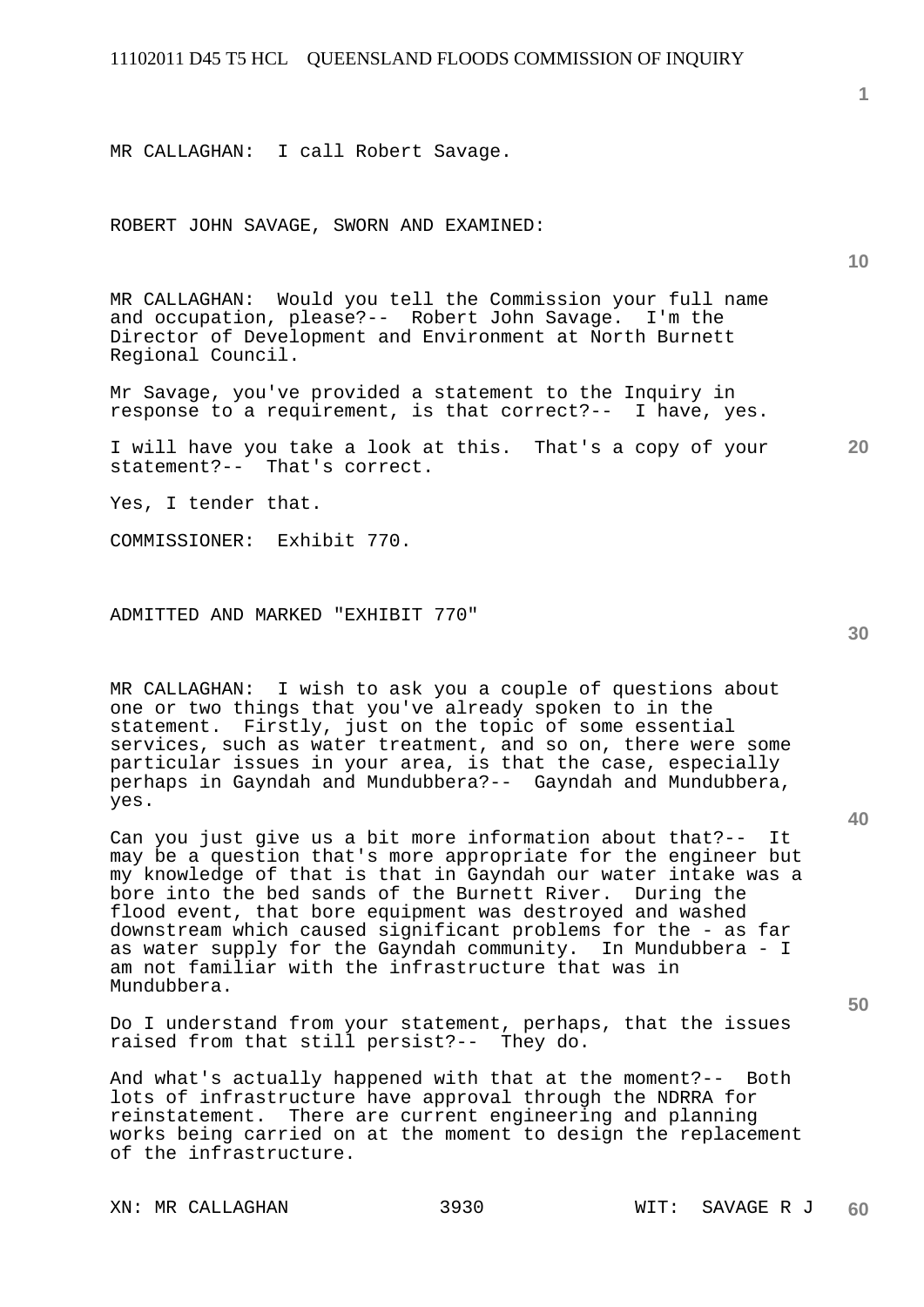MR CALLAGHAN: I call Robert Savage.

ROBERT JOHN SAVAGE, SWORN AND EXAMINED:

MR CALLAGHAN: Would you tell the Commission your full name and occupation, please?-- Robert John Savage. I'm the Director of Development and Environment at North Burnett Regional Council.

Mr Savage, you've provided a statement to the Inquiry in response to a requirement, is that correct?-- I have, yes.

I will have you take a look at this. That's a copy of your statement?-- That's correct.

Yes, I tender that.

COMMISSIONER: Exhibit 770.

ADMITTED AND MARKED "EXHIBIT 770"

MR CALLAGHAN: I wish to ask you a couple of questions about one or two things that you've already spoken to in the statement. Firstly, just on the topic of some essential services, such as water treatment, and so on, there were some particular issues in your area, is that the case, especially perhaps in Gayndah and Mundubbera?-- Gayndah and Mundubbera, yes.

Can you just give us a bit more information about that?-- It may be a question that's more appropriate for the engineer but my knowledge of that is that in Gayndah our water intake was a bore into the bed sands of the Burnett River. During the flood event, that bore equipment was destroyed and washed downstream which caused significant problems for the - as far as water supply for the Gayndah community. In Mundubbera - I am not familiar with the infrastructure that was in Mundubbera.

Do I understand from your statement, perhaps, that the issues raised from that still persist?-- They do.

And what's actually happened with that at the moment?-- Both lots of infrastructure have approval through the NDRRA for reinstatement. There are current engineering and planning works being carried on at the moment to design the replacement of the infrastructure.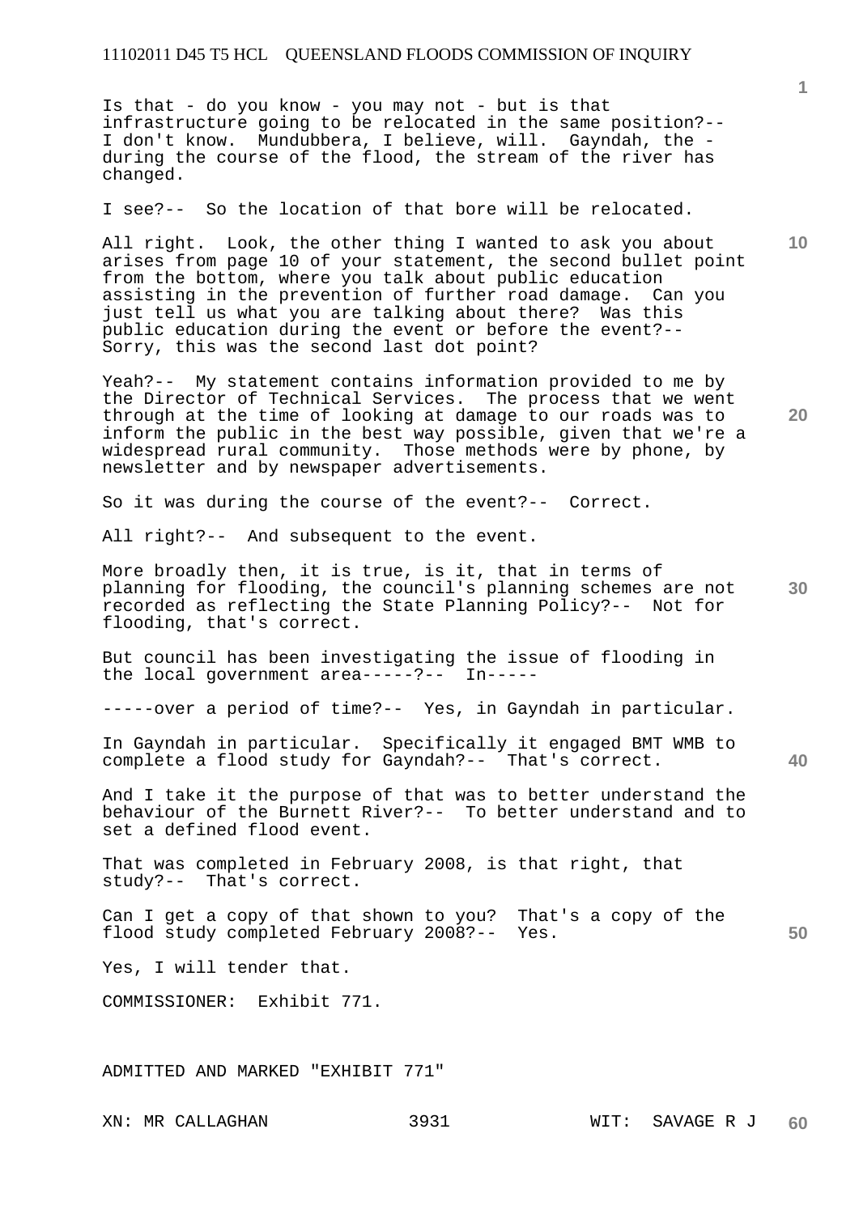Is that - do you know - you may not - but is that infrastructure going to be relocated in the same position?-- I don't know. Mundubbera, I believe, will. Gayndah, the - during the course of the flood, the stream of the river has changed.

I see?-- So the location of that bore will be relocated.

All right. Look, the other thing I wanted to ask you about arises from page 10 of your statement, the second bullet point from the bottom, where you talk about public education assisting in the prevention of further road damage. Can you just tell us what you are talking about there? Was this public education during the event or before the event?-- Sorry, this was the second last dot point?

Yeah?-- My statement contains information provided to me by the Director of Technical Services. The process that we went through at the time of looking at damage to our roads was to inform the public in the best way possible, given that we're a widespread rural community. Those methods were by phone, by newsletter and by newspaper advertisements.

So it was during the course of the event?-- Correct.

All right?-- And subsequent to the event.

More broadly then, it is true, is it, that in terms of planning for flooding, the council's planning schemes are not recorded as reflecting the State Planning Policy?-- Not for flooding, that's correct.

But council has been investigating the issue of flooding in the local government area-----?-- In-----

-----over a period of time?-- Yes, in Gayndah in particular.

In Gayndah in particular. Specifically it engaged BMT WMB to complete a flood study for Gayndah?-- That's correct.

And I take it the purpose of that was to better understand the behaviour of the Burnett River?-- To better understand and to set a defined flood event.

That was completed in February 2008, is that right, that study?-- That's correct.

Can I get a copy of that shown to you? That's a copy of the flood study completed February 2008?-- Yes.

Yes, I will tender that.

COMMISSIONER: Exhibit 771.

ADMITTED AND MARKED "EXHIBIT 771"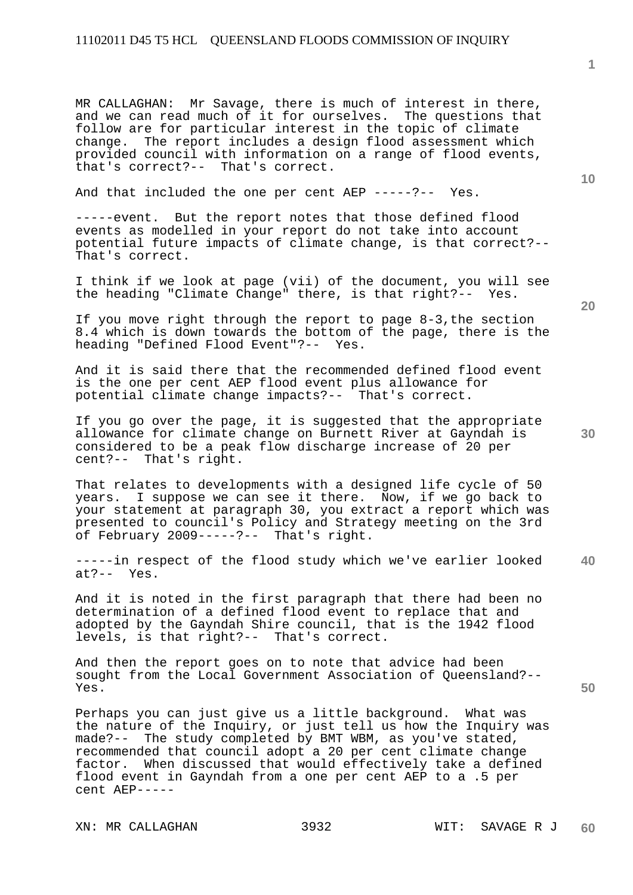MR CALLAGHAN: Mr Savage, there is much of interest in there, and we can read much of it for ourselves. The questions that follow are for particular interest in the topic of climate change. The report includes a design flood assessment which provided council with information on a range of flood events, that's correct?-- That's correct.

And that included the one per cent AEP -----?-- Yes.

-----event. But the report notes that those defined flood events as modelled in your report do not take into account potential future impacts of climate change, is that correct?-- That's correct.

I think if we look at page (vii) of the document, you will see the heading "Climate Change" there, is that right?-- Yes.

If you move right through the report to page 8-3,the section 8.4 which is down towards the bottom of the page, there is the heading "Defined Flood Event"?-- Yes.

And it is said there that the recommended defined flood event is the one per cent AEP flood event plus allowance for potential climate change impacts?-- That's correct.

If you go over the page, it is suggested that the appropriate allowance for climate change on Burnett River at Gayndah is considered to be a peak flow discharge increase of 20 per cent?-- That's right.

That relates to developments with a designed life cycle of 50 years. I suppose we can see it there. Now, if we go back to your statement at paragraph 30, you extract a report which was presented to council's Policy and Strategy meeting on the 3rd of February 2009-----?-- That's right.

-----in respect of the flood study which we've earlier looked at?-- Yes.

And it is noted in the first paragraph that there had been no determination of a defined flood event to replace that and adopted by the Gayndah Shire council, that is the 1942 flood levels, is that right?-- That's correct.

And then the report goes on to note that advice had been sought from the Local Government Association of Queensland?-- Yes.

Perhaps you can just give us a little background. What was the nature of the Inquiry, or just tell us how the Inquiry was made?-- The study completed by BMT WBM, as you've stated, recommended that council adopt a 20 per cent climate change factor. When discussed that would effectively take a defined flood event in Gayndah from a one per cent AEP to a .5 per cent AEP-----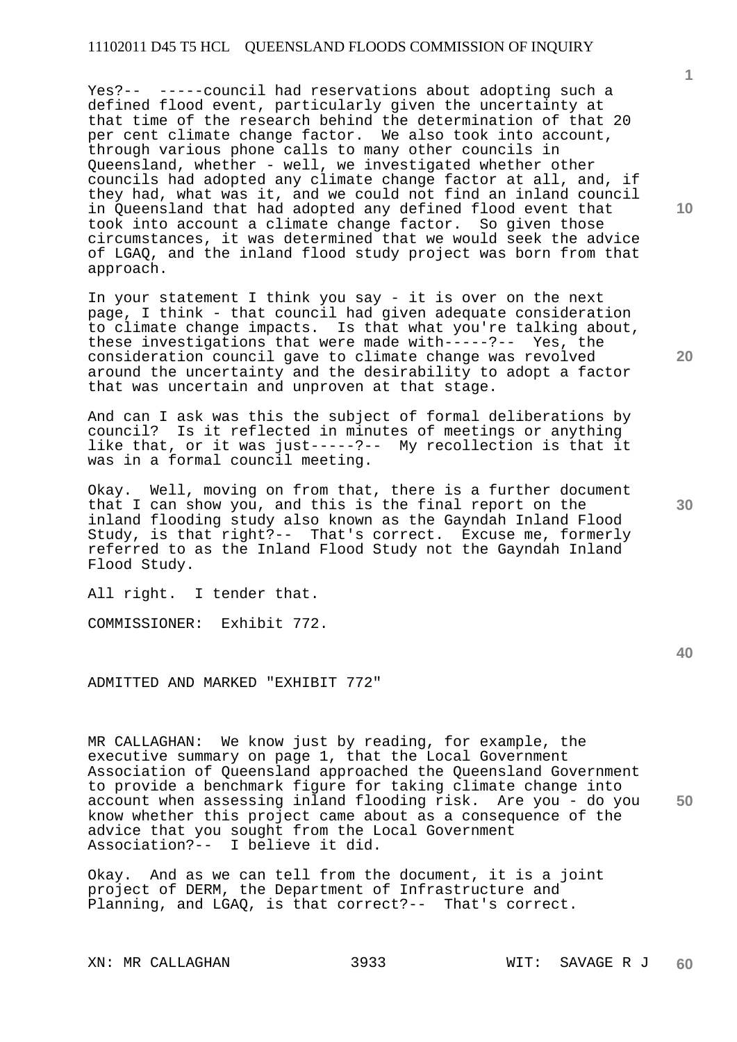Yes?-- -----council had reservations about adopting such a defined flood event, particularly given the uncertainty at that time of the research behind the determination of that 20 per cent climate change factor. We also took into account, through various phone calls to many other councils in Queensland, whether - well, we investigated whether other councils had adopted any climate change factor at all, and, if they had, what was it, and we could not find an inland council in Queensland that had adopted any defined flood event that took into account a climate change factor. So given those circumstances, it was determined that we would seek the advice of LGAQ, and the inland flood study project was born from that approach.

In your statement I think you say - it is over on the next page, I think - that council had given adequate consideration to climate change impacts. Is that what you're talking about, these investigations that were made with-----?-- Yes, the consideration council gave to climate change was revolved around the uncertainty and the desirability to adopt a factor that was uncertain and unproven at that stage.

And can I ask was this the subject of formal deliberations by council? Is it reflected in minutes of meetings or anything like that, or it was just-----?-- My recollection is that it was in a formal council meeting.

Okay. Well, moving on from that, there is a further document that I can show you, and this is the final report on the inland flooding study also known as the Gayndah Inland Flood Study, is that right?-- That's correct. Excuse me, formerly referred to as the Inland Flood Study not the Gayndah Inland Flood Study.

All right. I tender that.

COMMISSIONER: Exhibit 772.

ADMITTED AND MARKED "EXHIBIT 772"

MR CALLAGHAN: We know just by reading, for example, the executive summary on page 1, that the Local Government Association of Queensland approached the Queensland Government to provide a benchmark figure for taking climate change into account when assessing inland flooding risk. Are you - do you know whether this project came about as a consequence of the advice that you sought from the Local Government Association?-- I believe it did.

Okay. And as we can tell from the document, it is a joint project of DERM, the Department of Infrastructure and Planning, and LGAQ, is that correct?-- That's correct.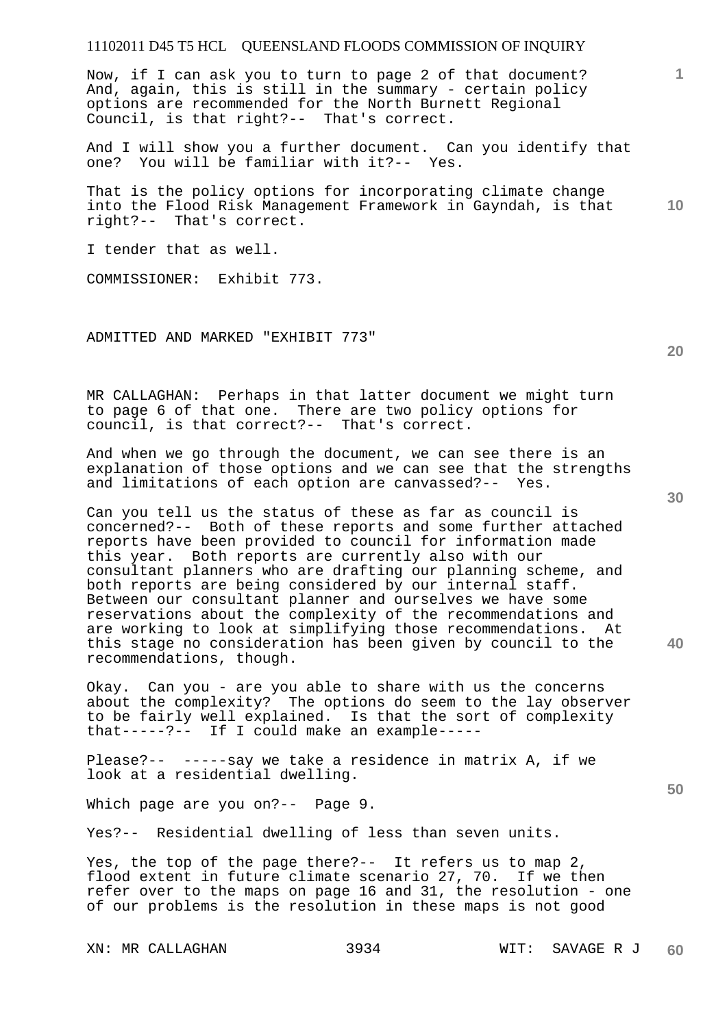Now, if I can ask you to turn to page 2 of that document? And, again, this is still in the summary - certain policy options are recommended for the North Burnett Regional Council, is that right?-- That's correct.

And I will show you a further document. Can you identify that one? You will be familiar with it?-- Yes.

That is the policy options for incorporating climate change into the Flood Risk Management Framework in Gayndah, is that right?-- That's correct.

I tender that as well.

COMMISSIONER: Exhibit 773.

ADMITTED AND MARKED "EXHIBIT 773"

MR CALLAGHAN: Perhaps in that latter document we might turn to page 6 of that one. There are two policy options for council, is that correct?-- That's correct.

And when we go through the document, we can see there is an explanation of those options and we can see that the strengths and limitations of each option are canvassed?-- Yes.

Can you tell us the status of these as far as council is concerned?-- Both of these reports and some further attached reports have been provided to council for information made this year. Both reports are currently also with our consultant planners who are drafting our planning scheme, and both reports are being considered by our internal staff. Between our consultant planner and ourselves we have some reservations about the complexity of the recommendations and are working to look at simplifying those recommendations. At this stage no consideration has been given by council to the recommendations, though.

Okay. Can you - are you able to share with us the concerns about the complexity? The options do seem to the lay observer to be fairly well explained. Is that the sort of complexity that-----?-- If I could make an example-----

Please?-- -----say we take a residence in matrix A, if we look at a residential dwelling.

Which page are you on?-- Page 9.

Yes?-- Residential dwelling of less than seven units.

Yes, the top of the page there?-- It refers us to map 2, flood extent in future climate scenario 27, 70. If we then refer over to the maps on page 16 and 31, the resolution - one of our problems is the resolution in these maps is not good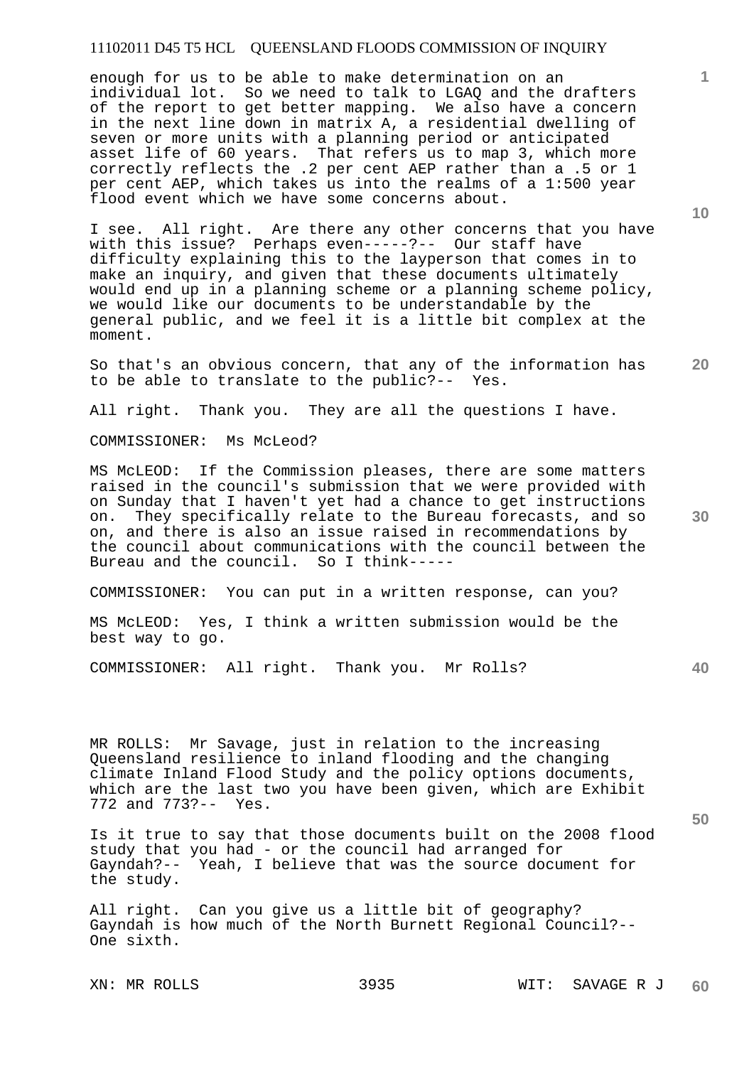enough for us to be able to make determination on an individual lot. So we need to talk to LGAQ and the drafters of the report to get better mapping. We also have a concern in the next line down in matrix A, a residential dwelling of seven or more units with a planning period or anticipated asset life of 60 years. That refers us to map 3, which more correctly reflects the .2 per cent AEP rather than a .5 or 1 per cent AEP, which takes us into the realms of a 1:500 year flood event which we have some concerns about.

I see. All right. Are there any other concerns that you have with this issue? Perhaps even-----?-- Our staff have difficulty explaining this to the layperson that comes in to make an inquiry, and given that these documents ultimately would end up in a planning scheme or a planning scheme policy, we would like our documents to be understandable by the general public, and we feel it is a little bit complex at the moment.

So that's an obvious concern, that any of the information has to be able to translate to the public?-- Yes.

All right. Thank you. They are all the questions I have.

COMMISSIONER: Ms McLeod?

MS McLEOD: If the Commission pleases, there are some matters raised in the council's submission that we were provided with on Sunday that I haven't yet had a chance to get instructions on. They specifically relate to the Bureau forecasts, and so on, and there is also an issue raised in recommendations by the council about communications with the council between the Bureau and the council. So I think-----

COMMISSIONER: You can put in a written response, can you?

MS McLEOD: Yes, I think a written submission would be the best way to go.

COMMISSIONER: All right. Thank you. Mr Rolls?

MR ROLLS: Mr Savage, just in relation to the increasing Queensland resilience to inland flooding and the changing climate Inland Flood Study and the policy options documents, which are the last two you have been given, which are Exhibit 772 and 773?-- Yes.

Is it true to say that those documents built on the 2008 flood study that you had - or the council had arranged for Gayndah?-- Yeah, I believe that was the source document for the study.

All right. Can you give us a little bit of geography? Gayndah is how much of the North Burnett Regional Council?-- One sixth.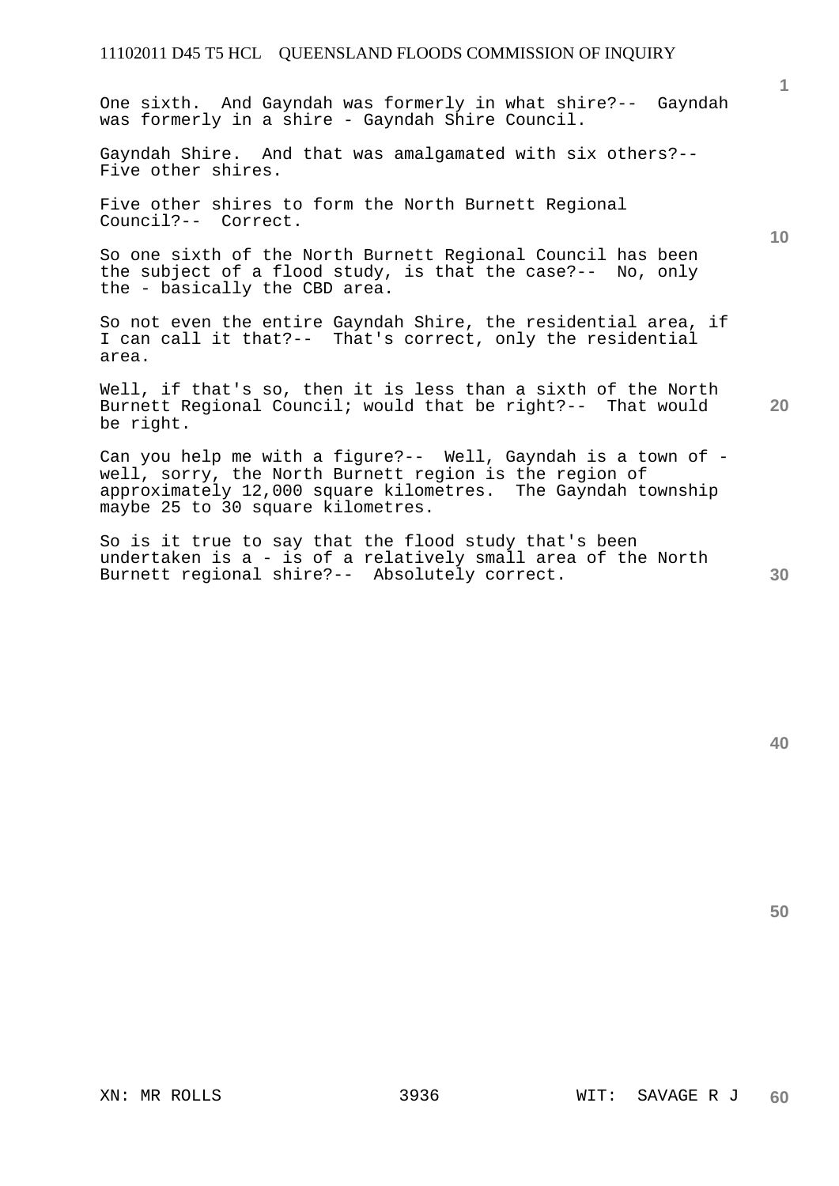One sixth.  And Gayndah was formerly in what shire?--  Gayndah was formerly in a shire - Gayndah Shire Council.

Gayndah Shire.  And that was amalgamated with six others?-- Five other shires.

Five other shires to form the North Burnett Regional Council?--  Correct.

So one sixth of the North Burnett Regional Council has been the subject of a flood study, is that the case?--  No, only the - basically the CBD area.

So not even the entire Gayndah Shire, the residential area, if I can call it that?--  That's correct, only the residential area.

Well, if that's so, then it is less than a sixth of the North Burnett Regional Council; would that be right?--  That would be right.

Can you help me with a figure?--  Well, Gayndah is a town of - well, sorry, the North Burnett region is the region of approximately 12,000 square kilometres.  The Gayndah township maybe 25 to 30 square kilometres.

So is it true to say that the flood study that's been undertaken is a - is of a relatively small area of the North Burnett regional shire?--  Absolutely correct.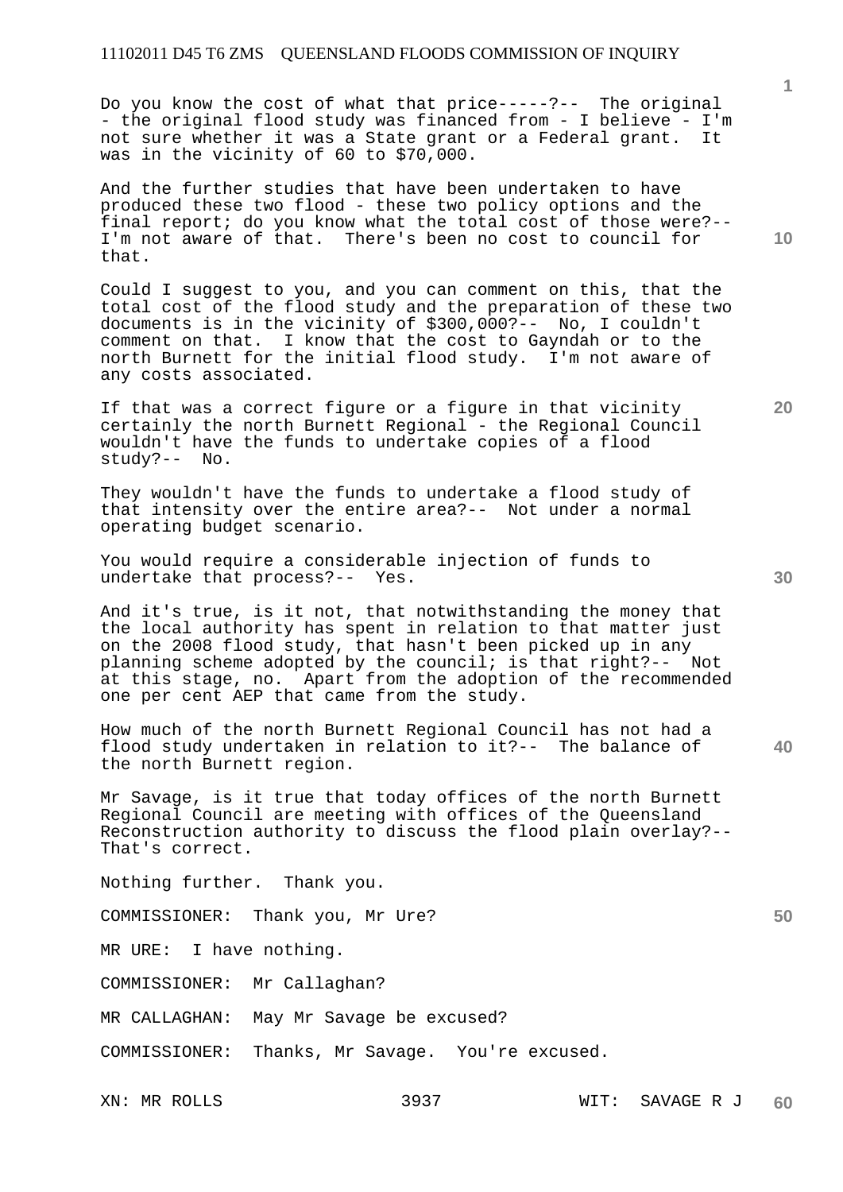Do you know the cost of what that price-----?-- The original - the original flood study was financed from - I believe - I'm not sure whether it was a State grant or a Federal grant. It was in the vicinity of 60 to $70,000.

And the further studies that have been undertaken to have produced these two flood - these two policy options and the final report; do you know what the total cost of those were?-- I'm not aware of that. There's been no cost to council for that.

Could I suggest to you, and you can comment on this, that the total cost of the flood study and the preparation of these two documents is in the vicinity of $300,000?-- No, I couldn't comment on that. I know that the cost to Gayndah or to the north Burnett for the initial flood study. I'm not aware of any costs associated.

If that was a correct figure or a figure in that vicinity certainly the north Burnett Regional - the Regional Council wouldn't have the funds to undertake copies of a flood study?-- No.

They wouldn't have the funds to undertake a flood study of that intensity over the entire area?-- Not under a normal operating budget scenario.

You would require a considerable injection of funds to undertake that process?-- Yes.

And it's true, is it not, that notwithstanding the money that the local authority has spent in relation to that matter just on the 2008 flood study, that hasn't been picked up in any planning scheme adopted by the council; is that right?-- Not at this stage, no. Apart from the adoption of the recommended one per cent AEP that came from the study.

How much of the north Burnett Regional Council has not had a flood study undertaken in relation to it?-- The balance of the north Burnett region.

Mr Savage, is it true that today offices of the north Burnett Regional Council are meeting with offices of the Queensland Reconstruction authority to discuss the flood plain overlay?-- That's correct.

Nothing further. Thank you.

COMMISSIONER: Thank you, Mr Ure?

MR URE: I have nothing.

COMMISSIONER: Mr Callaghan?

MR CALLAGHAN: May Mr Savage be excused?

COMMISSIONER: Thanks, Mr Savage. You're excused.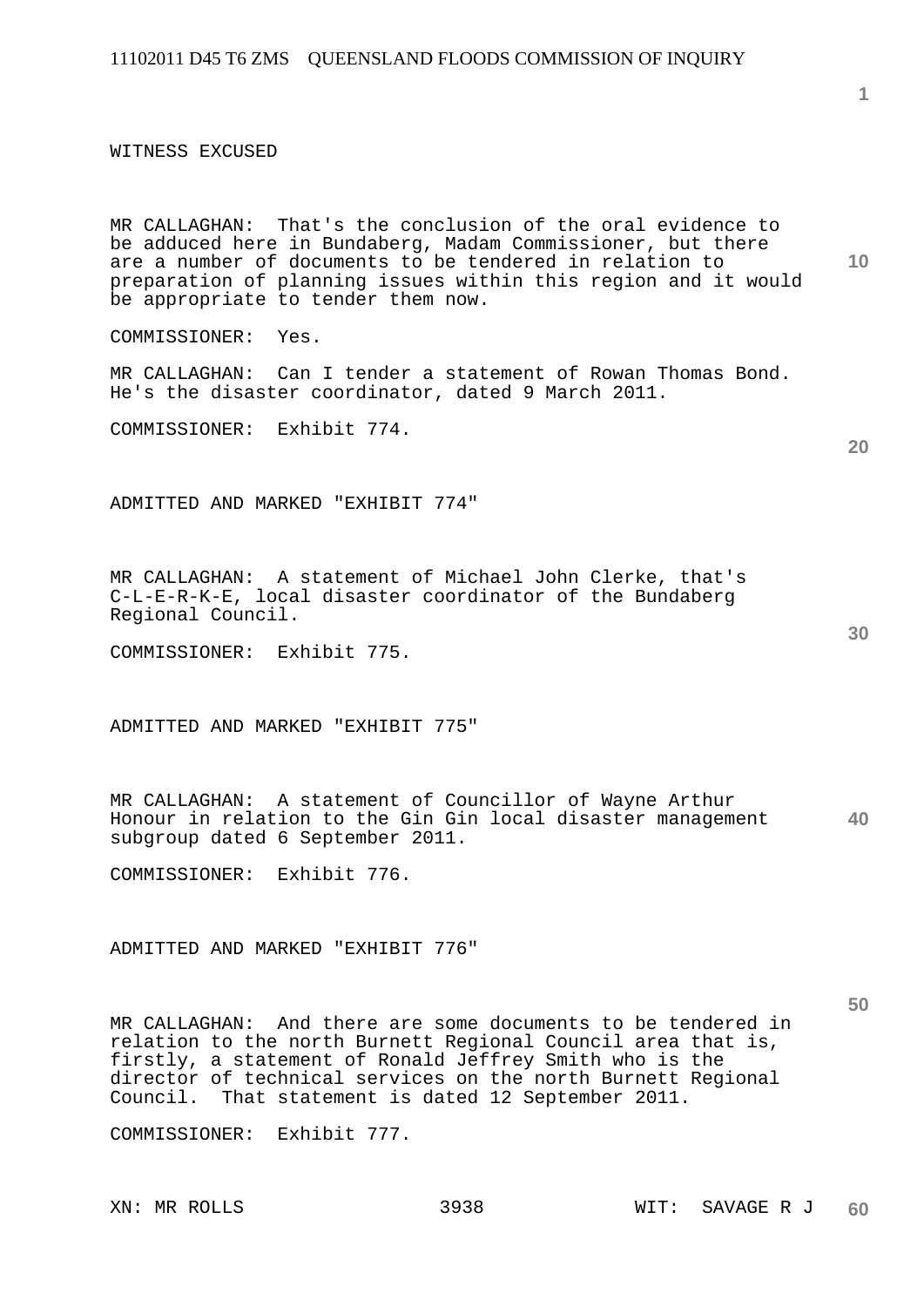WITNESS EXCUSED

MR CALLAGHAN: That's the conclusion of the oral evidence to be adduced here in Bundaberg, Madam Commissioner, but there are a number of documents to be tendered in relation to preparation of planning issues within this region and it would be appropriate to tender them now.

COMMISSIONER: Yes.

MR CALLAGHAN: Can I tender a statement of Rowan Thomas Bond. He's the disaster coordinator, dated 9 March 2011.

COMMISSIONER: Exhibit 774.

ADMITTED AND MARKED "EXHIBIT 774"

MR CALLAGHAN: A statement of Michael John Clerke, that's C-L-E-R-K-E, local disaster coordinator of the Bundaberg Regional Council.

COMMISSIONER: Exhibit 775.

ADMITTED AND MARKED "EXHIBIT 775"

MR CALLAGHAN: A statement of Councillor of Wayne Arthur Honour in relation to the Gin Gin local disaster management subgroup dated 6 September 2011.

COMMISSIONER: Exhibit 776.

ADMITTED AND MARKED "EXHIBIT 776"

MR CALLAGHAN: And there are some documents to be tendered in relation to the north Burnett Regional Council area that is, firstly, a statement of Ronald Jeffrey Smith who is the director of technical services on the north Burnett Regional Council. That statement is dated 12 September 2011.

COMMISSIONER: Exhibit 777.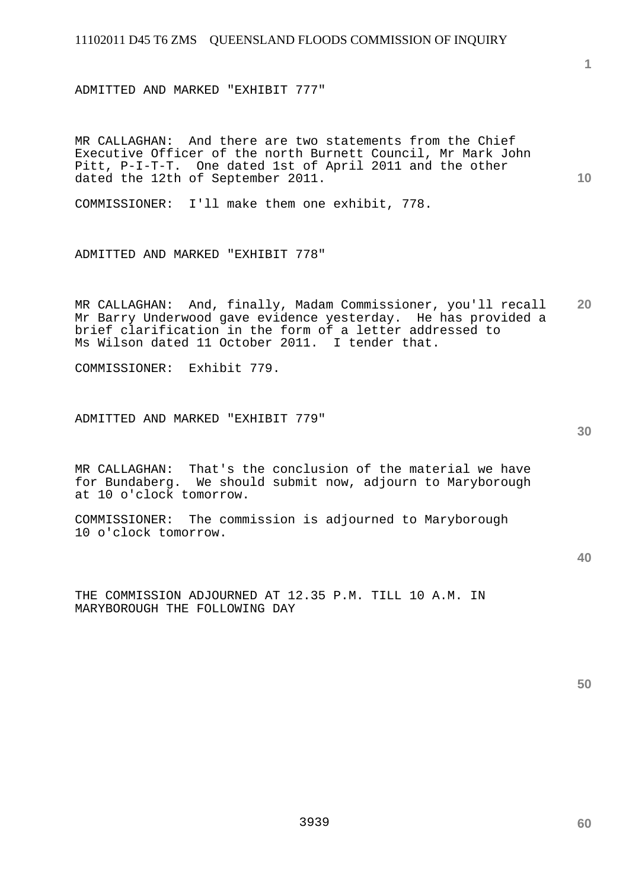ADMITTED AND MARKED "EXHIBIT 777"

MR CALLAGHAN: And there are two statements from the Chief Executive Officer of the north Burnett Council, Mr Mark John Pitt, P-I-T-T. One dated 1st of April 2011 and the other dated the 12th of September 2011.

COMMISSIONER: I'll make them one exhibit, 778.

ADMITTED AND MARKED "EXHIBIT 778"

MR CALLAGHAN: And, finally, Madam Commissioner, you'll recall Mr Barry Underwood gave evidence yesterday. He has provided a brief clarification in the form of a letter addressed to Ms Wilson dated 11 October 2011. I tender that.

COMMISSIONER: Exhibit 779.

ADMITTED AND MARKED "EXHIBIT 779"

MR CALLAGHAN: That's the conclusion of the material we have for Bundaberg. We should submit now, adjourn to Maryborough at 10 o'clock tomorrow.

COMMISSIONER: The commission is adjourned to Maryborough 10 o'clock tomorrow.

THE COMMISSION ADJOURNED AT 12.35 P.M. TILL 10 A.M. IN MARYBOROUGH THE FOLLOWING DAY